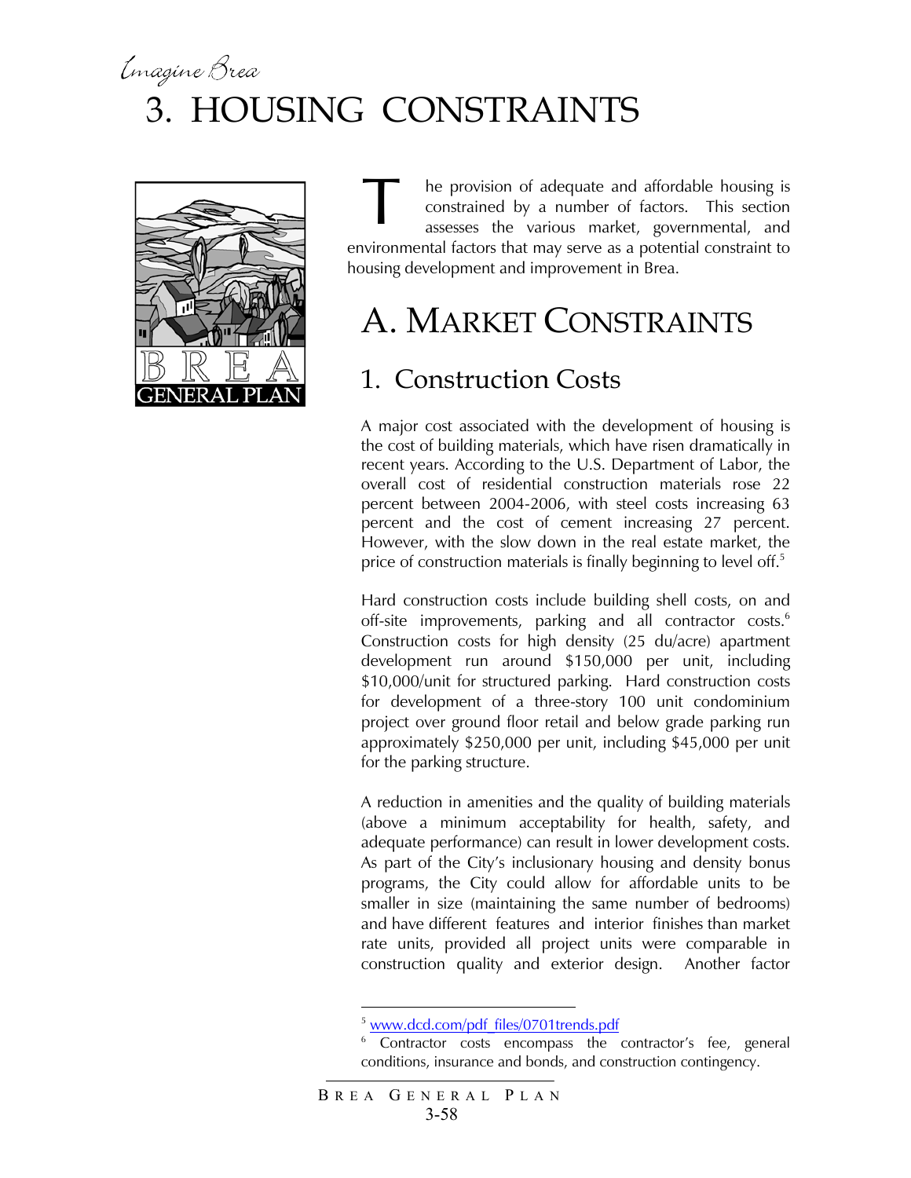# 3. HOUSING CONSTRAINTS

The provision of adequate and affordable housing is constrained by a number of factors. This section assesses the various market, governmental, and environmental factors that may serve as a potential constraint to housing development and improvement in Brea.

## A. MARKET CONSTRAINTS

### 1. Construction Costs

A major cost associated with the development of housing is the cost of building materials, which have risen dramatically in recent years. According to the U.S. Department of Labor, the overall cost of residential construction materials rose 22 percent between 2004-2006, with steel costs increasing 63 percent and the cost of cement increasing 27 percent. However, with the slow down in the real estate market, the price of construction materials is finally beginning to level off.[5]

Hard construction costs include building shell costs, on and off-site improvements, parking and all contractor costs.[6] Construction costs for high density (25 du/acre) apartment development run around $150,000 per unit, including $10,000/unit for structured parking. Hard construction costs for development of a three-story 100 unit condominium project over ground floor retail and below grade parking run approximately $250,000 per unit, including $45,000 per unit for the parking structure.

A reduction in amenities and the quality of building materials (above a minimum acceptability for health, safety, and adequate performance) can result in lower development costs. As part of the City's inclusionary housing and density bonus programs, the City could allow for affordable units to be smaller in size (maintaining the same number of bedrooms) and have different features and interior finishes than market rate units, provided all project units were comparable in construction quality and exterior design. Another factor

---

[5] www.dcd.com/pdf_files/0701trends.pdf

[6] Contractor costs encompass the contractor's fee, general conditions, insurance and bonds, and construction contingency.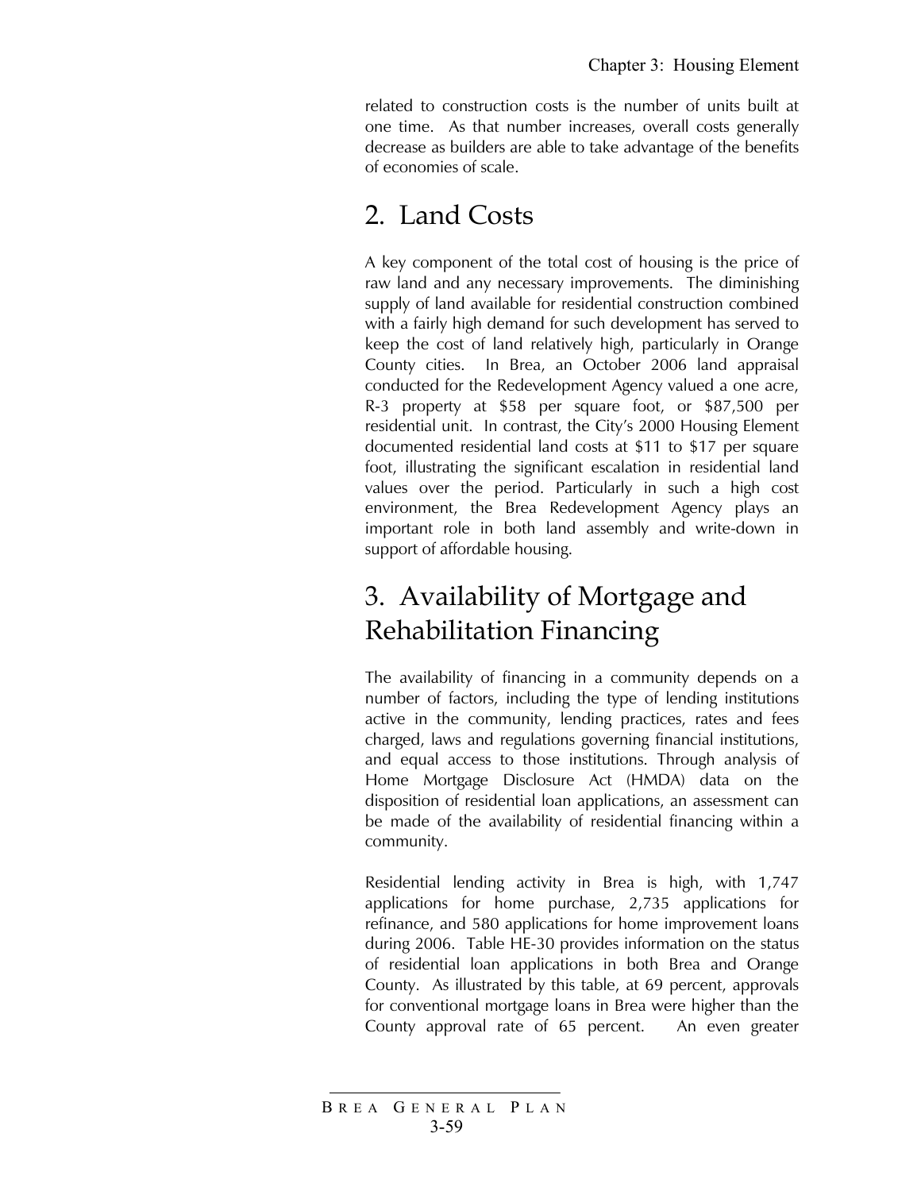related to construction costs is the number of units built at one time. As that number increases, overall costs generally decrease as builders are able to take advantage of the benefits of economies of scale.

## 2. Land Costs

A key component of the total cost of housing is the price of raw land and any necessary improvements. The diminishing supply of land available for residential construction combined with a fairly high demand for such development has served to keep the cost of land relatively high, particularly in Orange County cities. In Brea, an October 2006 land appraisal conducted for the Redevelopment Agency valued a one acre, R-3 property at $58 per square foot, or $87,500 per residential unit. In contrast, the City's 2000 Housing Element documented residential land costs at $11 to $17 per square foot, illustrating the significant escalation in residential land values over the period. Particularly in such a high cost environment, the Brea Redevelopment Agency plays an important role in both land assembly and write-down in support of affordable housing.

## 3. Availability of Mortgage and Rehabilitation Financing

The availability of financing in a community depends on a number of factors, including the type of lending institutions active in the community, lending practices, rates and fees charged, laws and regulations governing financial institutions, and equal access to those institutions. Through analysis of Home Mortgage Disclosure Act (HMDA) data on the disposition of residential loan applications, an assessment can be made of the availability of residential financing within a community.

Residential lending activity in Brea is high, with 1,747 applications for home purchase, 2,735 applications for refinance, and 580 applications for home improvement loans during 2006. Table HE-30 provides information on the status of residential loan applications in both Brea and Orange County. As illustrated by this table, at 69 percent, approvals for conventional mortgage loans in Brea were higher than the County approval rate of 65 percent. An even greater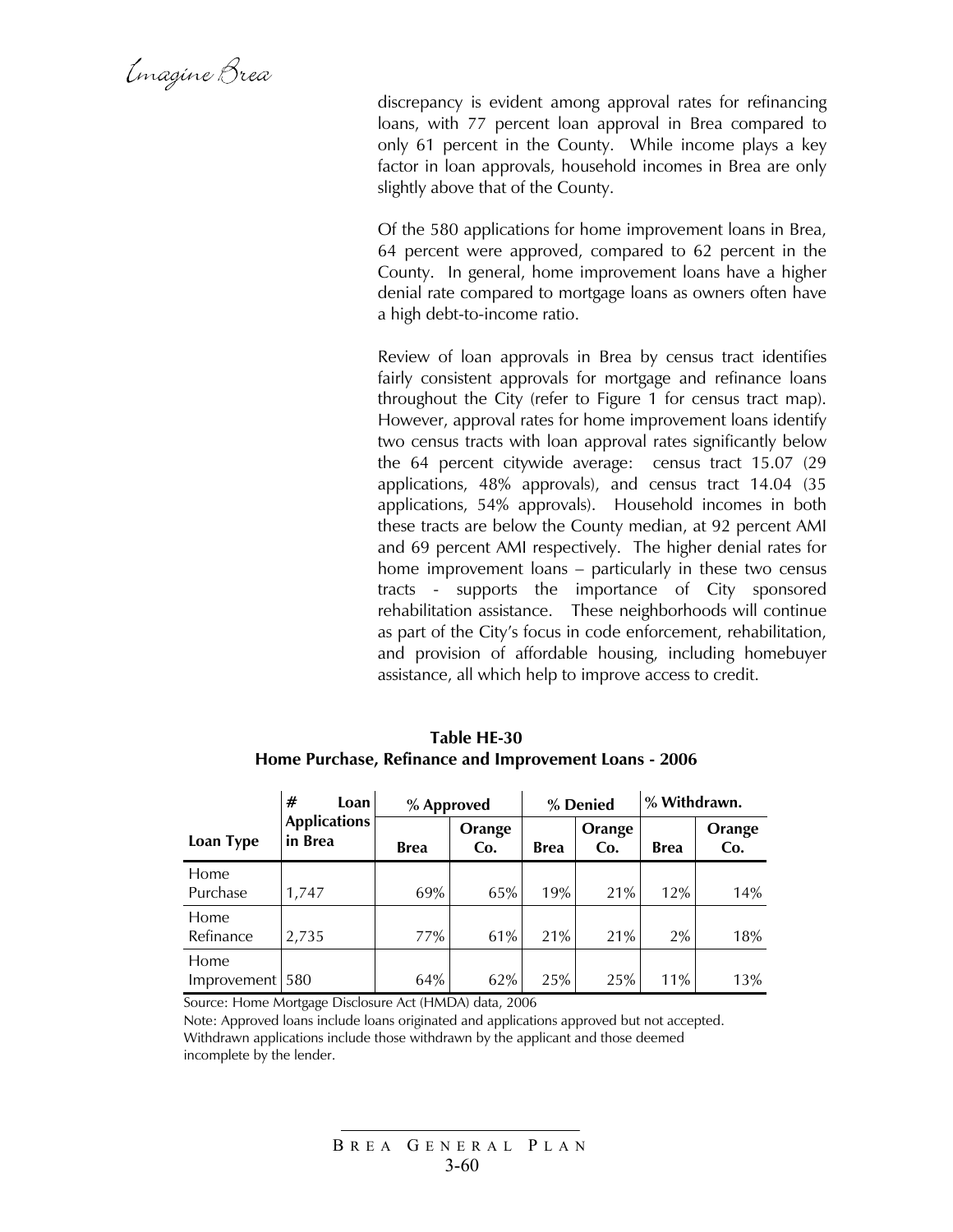discrepancy is evident among approval rates for refinancing loans, with 77 percent loan approval in Brea compared to only 61 percent in the County. While income plays a key factor in loan approvals, household incomes in Brea are only slightly above that of the County.

Of the 580 applications for home improvement loans in Brea, 64 percent were approved, compared to 62 percent in the County. In general, home improvement loans have a higher denial rate compared to mortgage loans as owners often have a high debt-to-income ratio.

Review of loan approvals in Brea by census tract identifies fairly consistent approvals for mortgage and refinance loans throughout the City (refer to Figure 1 for census tract map). However, approval rates for home improvement loans identify two census tracts with loan approval rates significantly below the 64 percent citywide average: census tract 15.07 (29 applications, 48% approvals), and census tract 14.04 (35 applications, 54% approvals). Household incomes in both these tracts are below the County median, at 92 percent AMI and 69 percent AMI respectively. The higher denial rates for home improvement loans – particularly in these two census tracts - supports the importance of City sponsored rehabilitation assistance. These neighborhoods will continue as part of the City's focus in code enforcement, rehabilitation, and provision of affordable housing, including homebuyer assistance, all which help to improve access to credit.

**Table HE-30**
**Home Purchase, Refinance and Improvement Loans - 2006**

| Loan Type | # Loan Applications in Brea | % Approved | | % Denied | | % Withdrawn. | |
|---|---|---|---|---|---|---|---|
| | | Brea | Orange Co. | Brea | Orange Co. | Brea | Orange Co. |
| Home Purchase | 1,747 | 69% | 65% | 19% | 21% | 12% | 14% |
| Home Refinance | 2,735 | 77% | 61% | 21% | 21% | 2% | 18% |
| Home Improvement | 580 | 64% | 62% | 25% | 25% | 11% | 13% |

Source: Home Mortgage Disclosure Act (HMDA) data, 2006
Note: Approved loans include loans originated and applications approved but not accepted. Withdrawn applications include those withdrawn by the applicant and those deemed incomplete by the lender.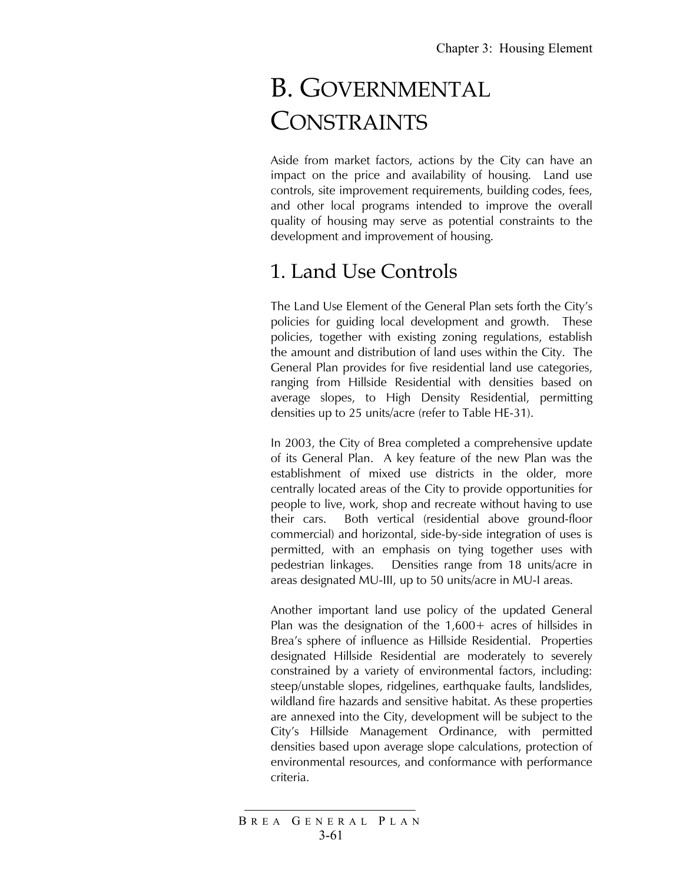# B. Governmental Constraints

Aside from market factors, actions by the City can have an impact on the price and availability of housing. Land use controls, site improvement requirements, building codes, fees, and other local programs intended to improve the overall quality of housing may serve as potential constraints to the development and improvement of housing.

## 1. Land Use Controls

The Land Use Element of the General Plan sets forth the City's policies for guiding local development and growth. These policies, together with existing zoning regulations, establish the amount and distribution of land uses within the City. The General Plan provides for five residential land use categories, ranging from Hillside Residential with densities based on average slopes, to High Density Residential, permitting densities up to 25 units/acre (refer to Table HE-31).

In 2003, the City of Brea completed a comprehensive update of its General Plan. A key feature of the new Plan was the establishment of mixed use districts in the older, more centrally located areas of the City to provide opportunities for people to live, work, shop and recreate without having to use their cars. Both vertical (residential above ground-floor commercial) and horizontal, side-by-side integration of uses is permitted, with an emphasis on tying together uses with pedestrian linkages. Densities range from 18 units/acre in areas designated MU-III, up to 50 units/acre in MU-I areas.

Another important land use policy of the updated General Plan was the designation of the 1,600+ acres of hillsides in Brea's sphere of influence as Hillside Residential. Properties designated Hillside Residential are moderately to severely constrained by a variety of environmental factors, including: steep/unstable slopes, ridgelines, earthquake faults, landslides, wildland fire hazards and sensitive habitat. As these properties are annexed into the City, development will be subject to the City's Hillside Management Ordinance, with permitted densities based upon average slope calculations, protection of environmental resources, and conformance with performance criteria.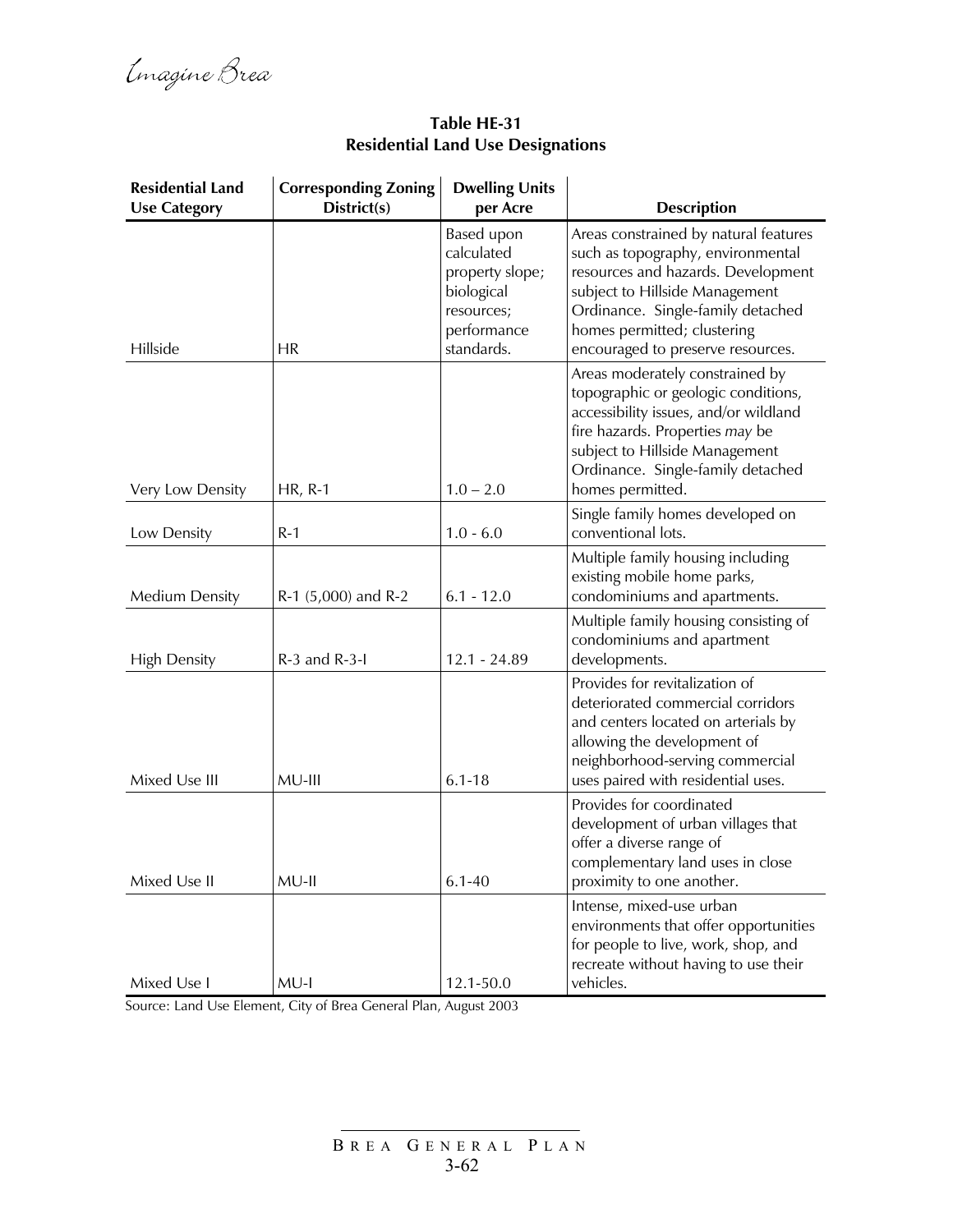**Table HE-31**
**Residential Land Use Designations**

| Residential Land Use Category | Corresponding Zoning District(s) | Dwelling Units per Acre | Description |
|---|---|---|---|
| Hillside | HR | Based upon calculated property slope; biological resources; performance standards. | Areas constrained by natural features such as topography, environmental resources and hazards. Development subject to Hillside Management Ordinance. Single-family detached homes permitted; clustering encouraged to preserve resources. |
| Very Low Density | HR, R-1 | 1.0 – 2.0 | Areas moderately constrained by topographic or geologic conditions, accessibility issues, and/or wildland fire hazards. Properties *may* be subject to Hillside Management Ordinance. Single-family detached homes permitted. |
| Low Density | R-1 | 1.0 - 6.0 | Single family homes developed on conventional lots. |
| Medium Density | R-1 (5,000) and R-2 | 6.1 - 12.0 | Multiple family housing including existing mobile home parks, condominiums and apartments. |
| High Density | R-3 and R-3-I | 12.1 - 24.89 | Multiple family housing consisting of condominiums and apartment developments. |
| Mixed Use III | MU-III | 6.1-18 | Provides for revitalization of deteriorated commercial corridors and centers located on arterials by allowing the development of neighborhood-serving commercial uses paired with residential uses. |
| Mixed Use II | MU-II | 6.1-40 | Provides for coordinated development of urban villages that offer a diverse range of complementary land uses in close proximity to one another. |
| Mixed Use I | MU-I | 12.1-50.0 | Intense, mixed-use urban environments that offer opportunities for people to live, work, shop, and recreate without having to use their vehicles. |

Source: Land Use Element, City of Brea General Plan, August 2003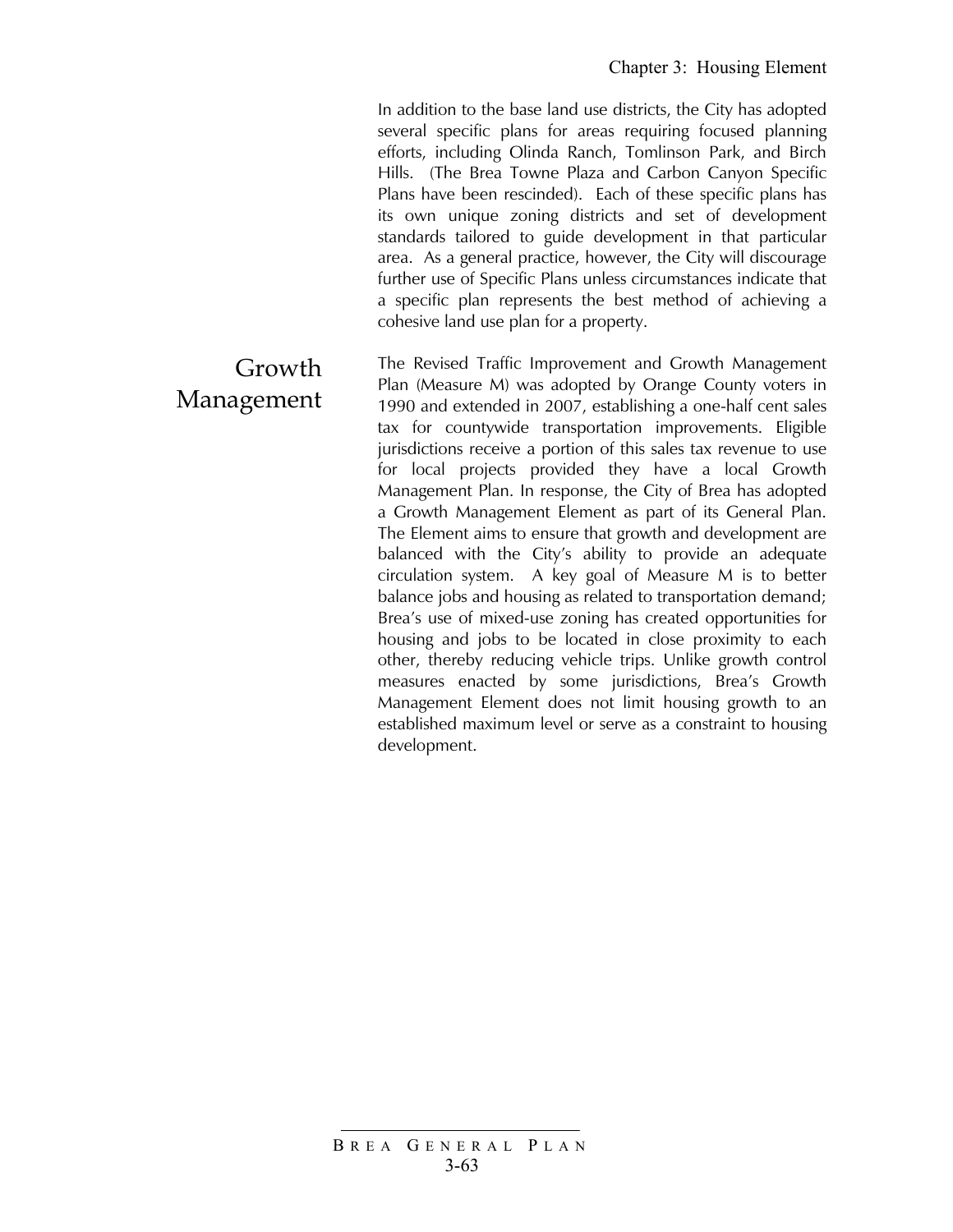In addition to the base land use districts, the City has adopted several specific plans for areas requiring focused planning efforts, including Olinda Ranch, Tomlinson Park, and Birch Hills. (The Brea Towne Plaza and Carbon Canyon Specific Plans have been rescinded). Each of these specific plans has its own unique zoning districts and set of development standards tailored to guide development in that particular area. As a general practice, however, the City will discourage further use of Specific Plans unless circumstances indicate that a specific plan represents the best method of achieving a cohesive land use plan for a property.

## Growth Management

The Revised Traffic Improvement and Growth Management Plan (Measure M) was adopted by Orange County voters in 1990 and extended in 2007, establishing a one-half cent sales tax for countywide transportation improvements. Eligible jurisdictions receive a portion of this sales tax revenue to use for local projects provided they have a local Growth Management Plan. In response, the City of Brea has adopted a Growth Management Element as part of its General Plan. The Element aims to ensure that growth and development are balanced with the City's ability to provide an adequate circulation system. A key goal of Measure M is to better balance jobs and housing as related to transportation demand; Brea's use of mixed-use zoning has created opportunities for housing and jobs to be located in close proximity to each other, thereby reducing vehicle trips. Unlike growth control measures enacted by some jurisdictions, Brea's Growth Management Element does not limit housing growth to an established maximum level or serve as a constraint to housing development.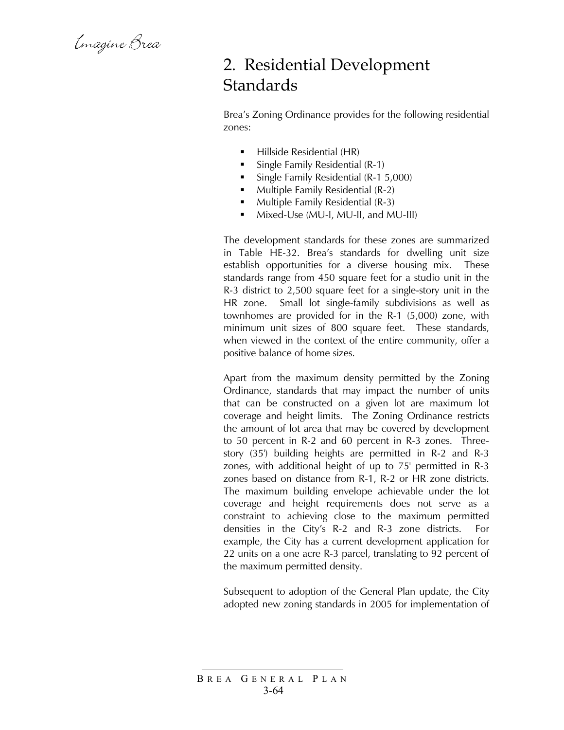## 2. Residential Development Standards

Brea's Zoning Ordinance provides for the following residential zones:

- Hillside Residential (HR)
- Single Family Residential (R-1)
- Single Family Residential (R-1 5,000)
- Multiple Family Residential (R-2)
- Multiple Family Residential (R-3)
- Mixed-Use (MU-I, MU-II, and MU-III)

The development standards for these zones are summarized in Table HE-32. Brea's standards for dwelling unit size establish opportunities for a diverse housing mix. These standards range from 450 square feet for a studio unit in the R-3 district to 2,500 square feet for a single-story unit in the HR zone. Small lot single-family subdivisions as well as townhomes are provided for in the R-1 (5,000) zone, with minimum unit sizes of 800 square feet. These standards, when viewed in the context of the entire community, offer a positive balance of home sizes.

Apart from the maximum density permitted by the Zoning Ordinance, standards that may impact the number of units that can be constructed on a given lot are maximum lot coverage and height limits. The Zoning Ordinance restricts the amount of lot area that may be covered by development to 50 percent in R-2 and 60 percent in R-3 zones. Three-story (35') building heights are permitted in R-2 and R-3 zones, with additional height of up to 75' permitted in R-3 zones based on distance from R-1, R-2 or HR zone districts. The maximum building envelope achievable under the lot coverage and height requirements does not serve as a constraint to achieving close to the maximum permitted densities in the City's R-2 and R-3 zone districts. For example, the City has a current development application for 22 units on a one acre R-3 parcel, translating to 92 percent of the maximum permitted density.

Subsequent to adoption of the General Plan update, the City adopted new zoning standards in 2005 for implementation of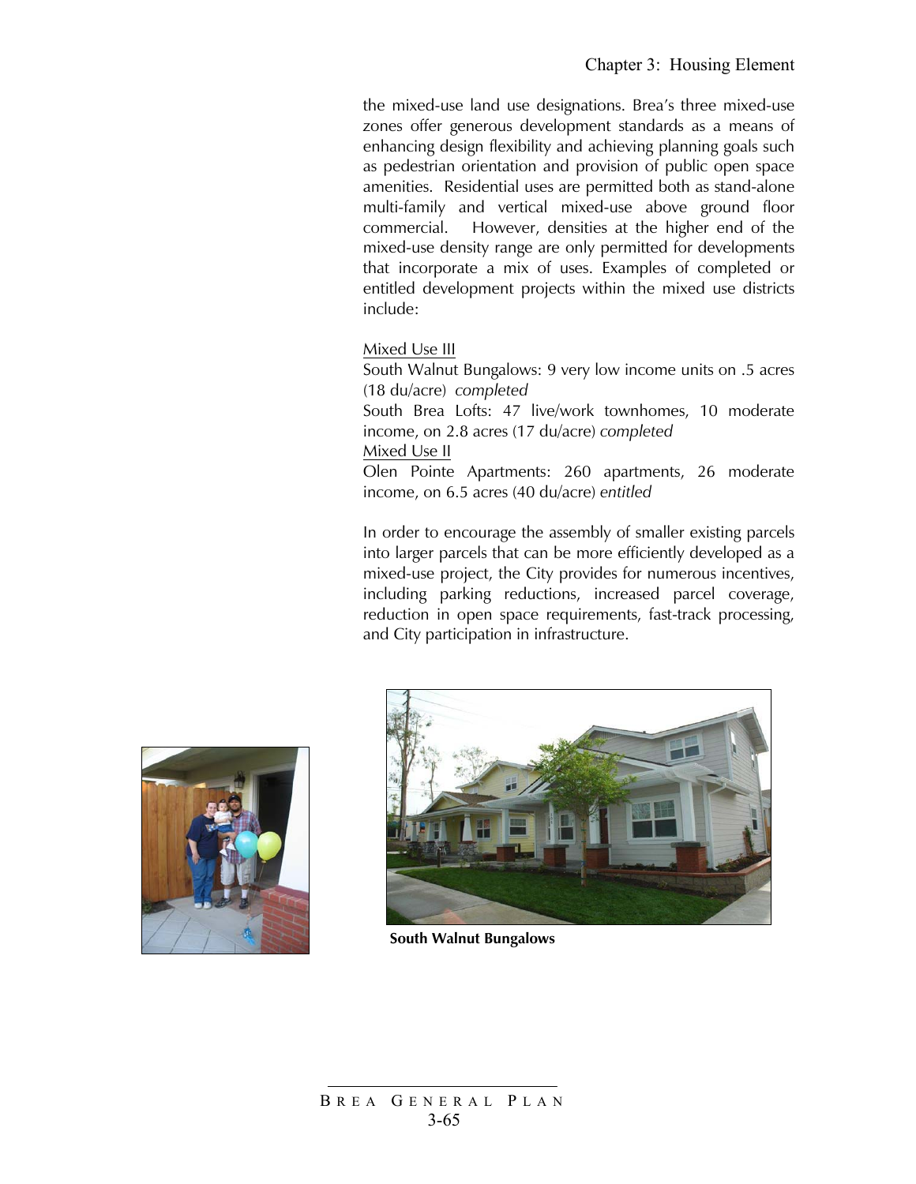the mixed-use land use designations. Brea's three mixed-use zones offer generous development standards as a means of enhancing design flexibility and achieving planning goals such as pedestrian orientation and provision of public open space amenities. Residential uses are permitted both as stand-alone multi-family and vertical mixed-use above ground floor commercial. However, densities at the higher end of the mixed-use density range are only permitted for developments that incorporate a mix of uses. Examples of completed or entitled development projects within the mixed use districts include:

<u>Mixed Use III</u>

South Walnut Bungalows: 9 very low income units on .5 acres (18 du/acre) *completed*

South Brea Lofts: 47 live/work townhomes, 10 moderate income, on 2.8 acres (17 du/acre) *completed*

<u>Mixed Use II</u>

Olen Pointe Apartments: 260 apartments, 26 moderate income, on 6.5 acres (40 du/acre) *entitled*

In order to encourage the assembly of smaller existing parcels into larger parcels that can be more efficiently developed as a mixed-use project, the City provides for numerous incentives, including parking reductions, increased parcel coverage, reduction in open space requirements, fast-track processing, and City participation in infrastructure.

**South Walnut Bungalows**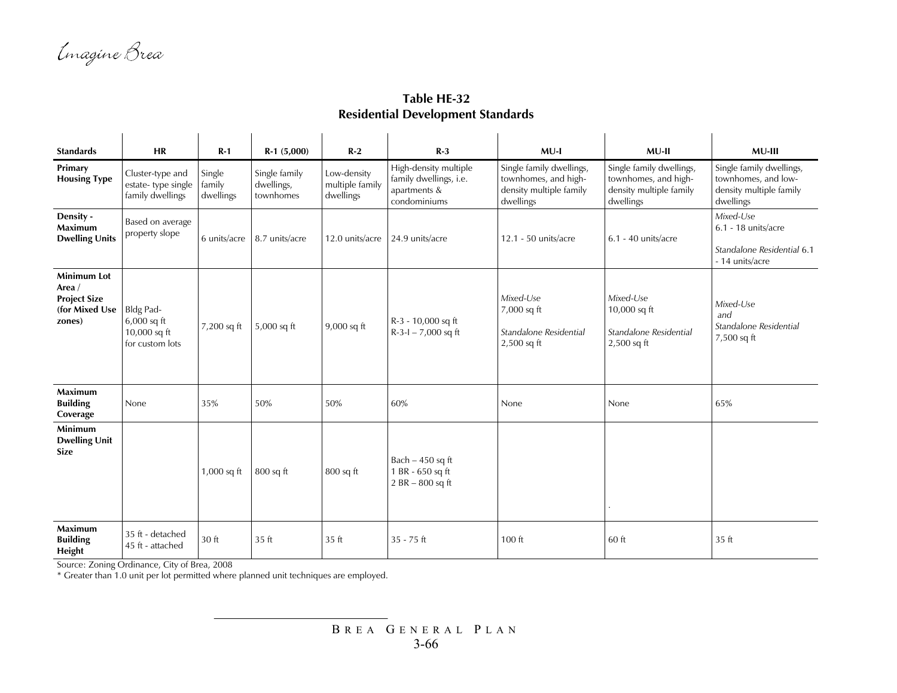**Table HE-32**
**Residential Development Standards**

| Standards | HR | R-1 | R-1 (5,000) | R-2 | R-3 | MU-I | MU-II | MU-III |
|---|---|---|---|---|---|---|---|---|
| **Primary Housing Type** | Cluster-type and estate- type single family dwellings | Single family dwellings | Single family dwellings, townhomes | Low-density multiple family dwellings | High-density multiple family dwellings, i.e. apartments & condominiums | Single family dwellings, townhomes, and high-density multiple family dwellings | Single family dwellings, townhomes, and high-density multiple family dwellings | Single family dwellings, townhomes, and low-density multiple family dwellings |
| **Density - Maximum Dwelling Units** | Based on average property slope | 6 units/acre | 8.7 units/acre | 12.0 units/acre | 24.9 units/acre | 12.1 - 50 units/acre | 6.1 - 40 units/acre | *Mixed-Use* 6.1 - 18 units/acre<br>*Standalone Residential* 6.1 - 14 units/acre |
| **Minimum Lot Area / Project Size (for Mixed Use zones)** | Bldg Pad- 6,000 sq ft<br>10,000 sq ft for custom lots | 7,200 sq ft | 5,000 sq ft | 9,000 sq ft | R-3 - 10,000 sq ft<br>R-3-I – 7,000 sq ft | *Mixed-Use* 7,000 sq ft<br>*Standalone Residential* 2,500 sq ft | *Mixed-Use* 10,000 sq ft<br>*Standalone Residential* 2,500 sq ft | *Mixed-Use and Standalone Residential* 7,500 sq ft |
| **Maximum Building Coverage** | None | 35% | 50% | 50% | 60% | None | None | 65% |
| **Minimum Dwelling Unit Size** | | 1,000 sq ft | 800 sq ft | 800 sq ft | Bach – 450 sq ft<br>1 BR - 650 sq ft<br>2 BR – 800 sq ft | | . | |
| **Maximum Building Height** | 35 ft - detached<br>45 ft - attached | 30 ft | 35 ft | 35 ft | 35 - 75 ft | 100 ft | 60 ft | 35 ft |

Source: Zoning Ordinance, City of Brea, 2008

* Greater than 1.0 unit per lot permitted where planned unit techniques are employed.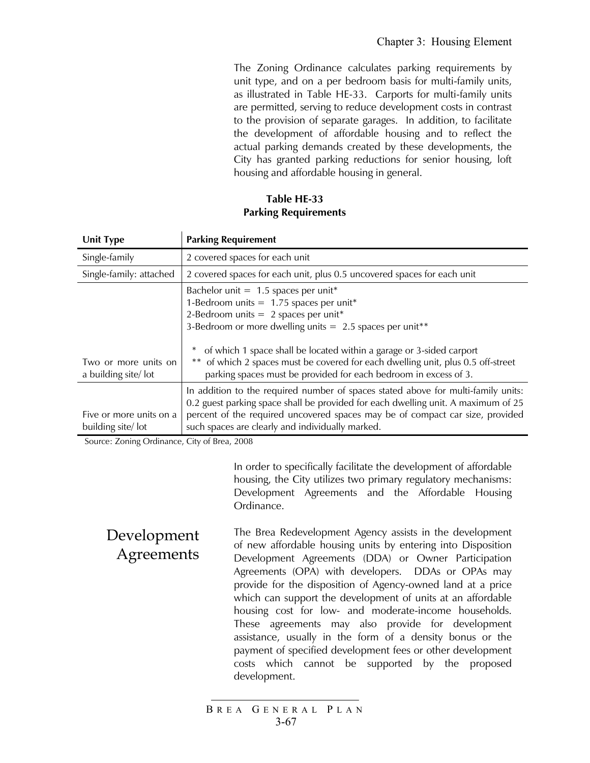The Zoning Ordinance calculates parking requirements by unit type, and on a per bedroom basis for multi-family units, as illustrated in Table HE-33. Carports for multi-family units are permitted, serving to reduce development costs in contrast to the provision of separate garages. In addition, to facilitate the development of affordable housing and to reflect the actual parking demands created by these developments, the City has granted parking reductions for senior housing, loft housing and affordable housing in general.

**Table HE-33**
**Parking Requirements**

| Unit Type | Parking Requirement |
|---|---|
| Single-family | 2 covered spaces for each unit |
| Single-family: attached | 2 covered spaces for each unit, plus 0.5 uncovered spaces for each unit |
| Two or more units on a building site/ lot | Bachelor unit = 1.5 spaces per unit*<br>1-Bedroom units = 1.75 spaces per unit*<br>2-Bedroom units = 2 spaces per unit*<br>3-Bedroom or more dwelling units = 2.5 spaces per unit**<br><br>* of which 1 space shall be located within a garage or 3-sided carport<br>** of which 2 spaces must be covered for each dwelling unit, plus 0.5 off-street parking spaces must be provided for each bedroom in excess of 3. |
| Five or more units on a building site/ lot | In addition to the required number of spaces stated above for multi-family units: 0.2 guest parking space shall be provided for each dwelling unit. A maximum of 25 percent of the required uncovered spaces may be of compact car size, provided such spaces are clearly and individually marked. |

Source: Zoning Ordinance, City of Brea, 2008

In order to specifically facilitate the development of affordable housing, the City utilizes two primary regulatory mechanisms: Development Agreements and the Affordable Housing Ordinance.

## Development Agreements

The Brea Redevelopment Agency assists in the development of new affordable housing units by entering into Disposition Development Agreements (DDA) or Owner Participation Agreements (OPA) with developers. DDAs or OPAs may provide for the disposition of Agency-owned land at a price which can support the development of units at an affordable housing cost for low- and moderate-income households. These agreements may also provide for development assistance, usually in the form of a density bonus or the payment of specified development fees or other development costs which cannot be supported by the proposed development.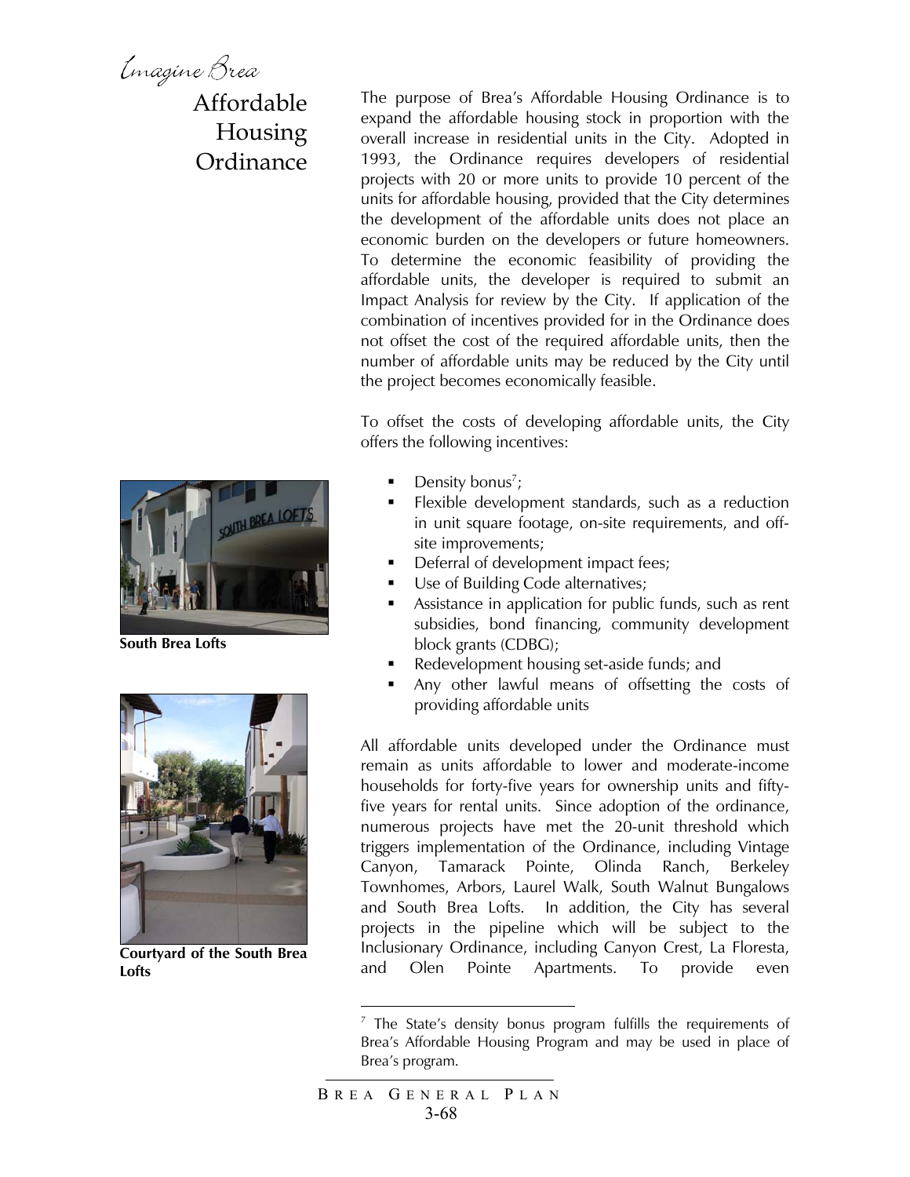## Affordable Housing Ordinance

The purpose of Brea's Affordable Housing Ordinance is to expand the affordable housing stock in proportion with the overall increase in residential units in the City. Adopted in 1993, the Ordinance requires developers of residential projects with 20 or more units to provide 10 percent of the units for affordable housing, provided that the City determines the development of the affordable units does not place an economic burden on the developers or future homeowners. To determine the economic feasibility of providing the affordable units, the developer is required to submit an Impact Analysis for review by the City. If application of the combination of incentives provided for in the Ordinance does not offset the cost of the required affordable units, then the number of affordable units may be reduced by the City until the project becomes economically feasible.

To offset the costs of developing affordable units, the City offers the following incentives:

- Density bonus[7];
- Flexible development standards, such as a reduction in unit square footage, on-site requirements, and off-site improvements;
- Deferral of development impact fees;
- Use of Building Code alternatives;
- Assistance in application for public funds, such as rent subsidies, bond financing, community development block grants (CDBG);
- Redevelopment housing set-aside funds; and
- Any other lawful means of offsetting the costs of providing affordable units

**South Brea Lofts**

**Courtyard of the South Brea Lofts**

All affordable units developed under the Ordinance must remain as units affordable to lower and moderate-income households for forty-five years for ownership units and fifty-five years for rental units. Since adoption of the ordinance, numerous projects have met the 20-unit threshold which triggers implementation of the Ordinance, including Vintage Canyon, Tamarack Pointe, Olinda Ranch, Berkeley Townhomes, Arbors, Laurel Walk, South Walnut Bungalows and South Brea Lofts. In addition, the City has several projects in the pipeline which will be subject to the Inclusionary Ordinance, including Canyon Crest, La Floresta, and Olen Pointe Apartments. To provide even

[7] The State's density bonus program fulfills the requirements of Brea's Affordable Housing Program and may be used in place of Brea's program.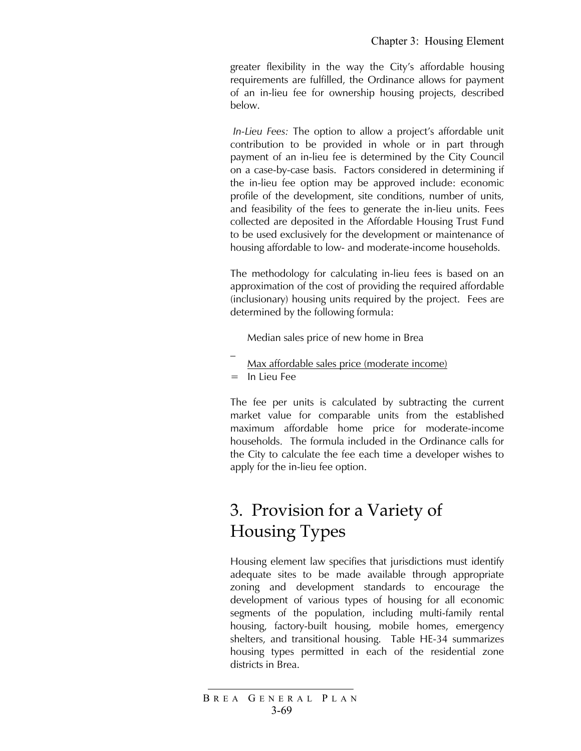greater flexibility in the way the City's affordable housing requirements are fulfilled, the Ordinance allows for payment of an in-lieu fee for ownership housing projects, described below.

*In-Lieu Fees:* The option to allow a project's affordable unit contribution to be provided in whole or in part through payment of an in-lieu fee is determined by the City Council on a case-by-case basis. Factors considered in determining if the in-lieu fee option may be approved include: economic profile of the development, site conditions, number of units, and feasibility of the fees to generate the in-lieu units. Fees collected are deposited in the Affordable Housing Trust Fund to be used exclusively for the development or maintenance of housing affordable to low- and moderate-income households.

The methodology for calculating in-lieu fees is based on an approximation of the cost of providing the required affordable (inclusionary) housing units required by the project. Fees are determined by the following formula:

Median sales price of new home in Brea

– Max affordable sales price (moderate income)

= In Lieu Fee

The fee per units is calculated by subtracting the current market value for comparable units from the established maximum affordable home price for moderate-income households. The formula included in the Ordinance calls for the City to calculate the fee each time a developer wishes to apply for the in-lieu fee option.

## 3. Provision for a Variety of Housing Types

Housing element law specifies that jurisdictions must identify adequate sites to be made available through appropriate zoning and development standards to encourage the development of various types of housing for all economic segments of the population, including multi-family rental housing, factory-built housing, mobile homes, emergency shelters, and transitional housing. Table HE-34 summarizes housing types permitted in each of the residential zone districts in Brea.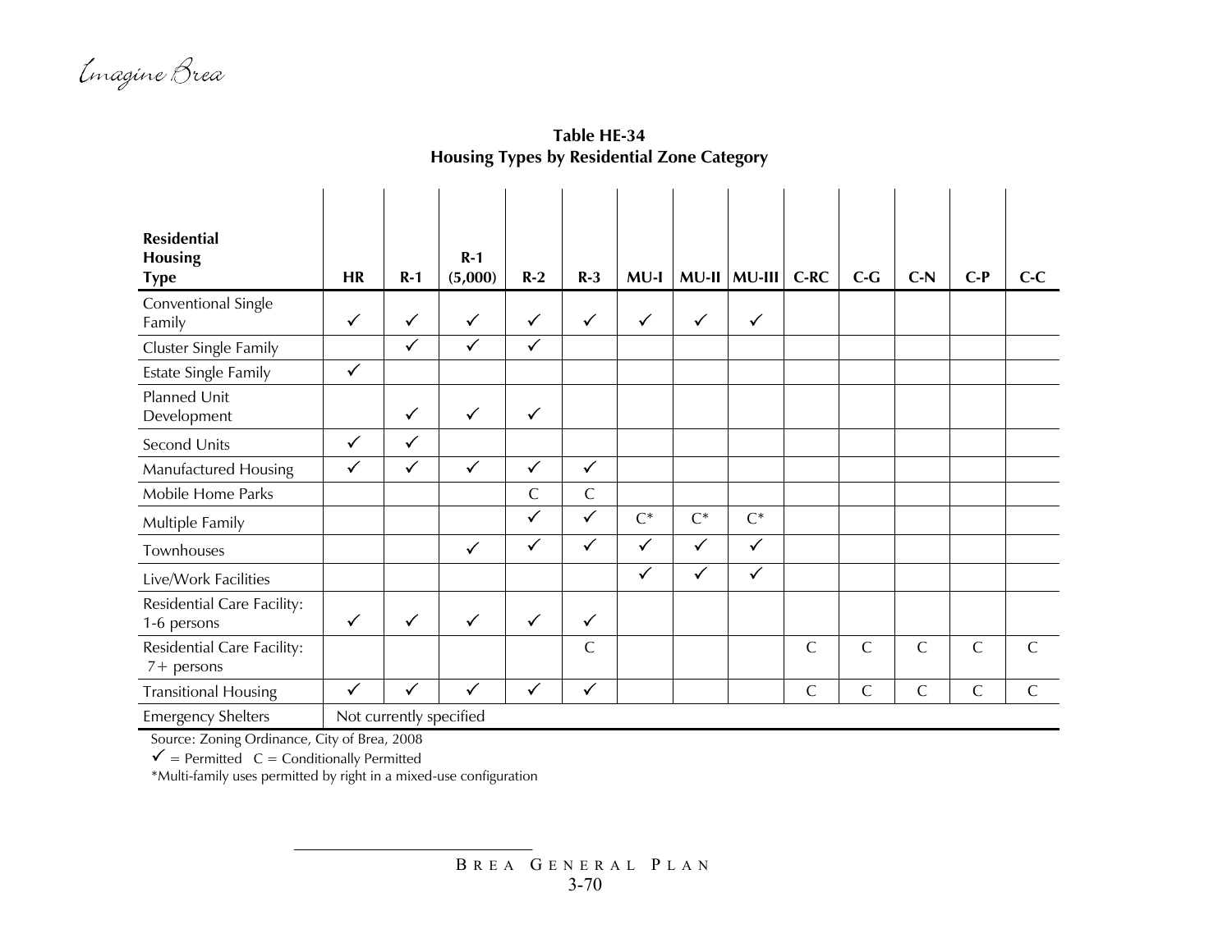**Table HE-34**
**Housing Types by Residential Zone Category**

| Residential Housing Type | HR | R-1 | R-1 (5,000) | R-2 | R-3 | MU-I | MU-II | MU-III | C-RC | C-G | C-N | C-P | C-C |
|---|---|---|---|---|---|---|---|---|---|---|---|---|---|
| Conventional Single Family | ✓ | ✓ | ✓ | ✓ | ✓ | ✓ | ✓ | ✓ | | | | | |
| Cluster Single Family | | ✓ | ✓ | ✓ | | | | | | | | | |
| Estate Single Family | ✓ | | | | | | | | | | | | |
| Planned Unit Development | | ✓ | ✓ | ✓ | | | | | | | | | |
| Second Units | ✓ | ✓ | | | | | | | | | | | |
| Manufactured Housing | ✓ | ✓ | ✓ | ✓ | ✓ | | | | | | | | |
| Mobile Home Parks | | | | C | C | | | | | | | | |
| Multiple Family | | | | ✓ | ✓ | C* | C* | C* | | | | | |
| Townhouses | | | ✓ | ✓ | ✓ | ✓ | ✓ | ✓ | | | | | |
| Live/Work Facilities | | | | | | ✓ | ✓ | ✓ | | | | | |
| Residential Care Facility: 1-6 persons | ✓ | ✓ | ✓ | ✓ | ✓ | | | | | | | | |
| Residential Care Facility: 7+ persons | | | | | C | | | | C | C | C | C | C |
| Transitional Housing | ✓ | ✓ | ✓ | ✓ | ✓ | | | | C | C | C | C | C |
| Emergency Shelters | Not currently specified | | | | | | | | | | | | |

Source: Zoning Ordinance, City of Brea, 2008

✓ = Permitted C = Conditionally Permitted

*Multi-family uses permitted by right in a mixed-use configuration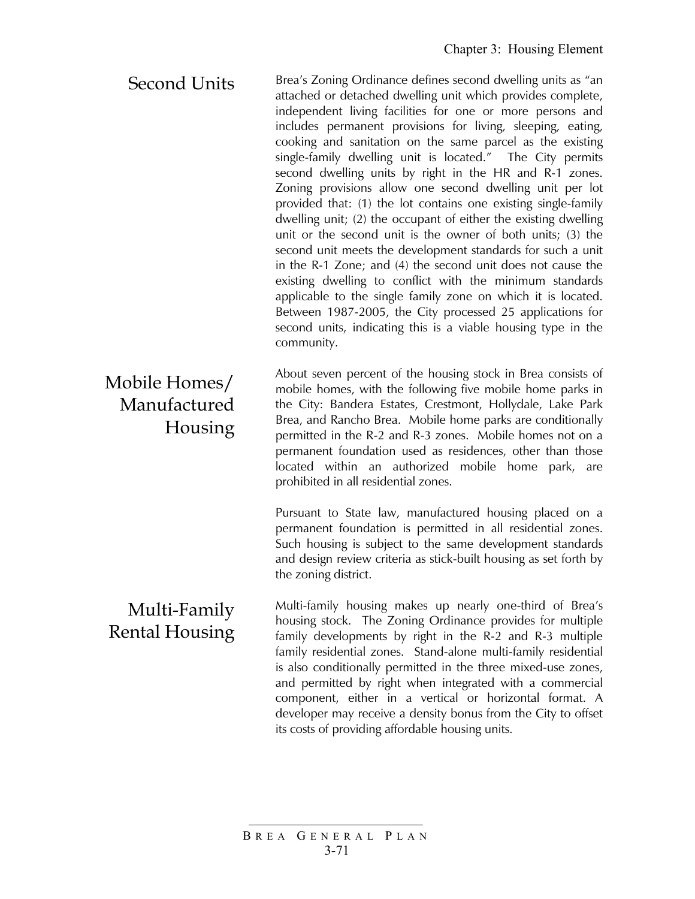## Second Units

Brea's Zoning Ordinance defines second dwelling units as "an attached or detached dwelling unit which provides complete, independent living facilities for one or more persons and includes permanent provisions for living, sleeping, eating, cooking and sanitation on the same parcel as the existing single-family dwelling unit is located." The City permits second dwelling units by right in the HR and R-1 zones. Zoning provisions allow one second dwelling unit per lot provided that: (1) the lot contains one existing single-family dwelling unit; (2) the occupant of either the existing dwelling unit or the second unit is the owner of both units; (3) the second unit meets the development standards for such a unit in the R-1 Zone; and (4) the second unit does not cause the existing dwelling to conflict with the minimum standards applicable to the single family zone on which it is located. Between 1987-2005, the City processed 25 applications for second units, indicating this is a viable housing type in the community.

## Mobile Homes/ Manufactured Housing

About seven percent of the housing stock in Brea consists of mobile homes, with the following five mobile home parks in the City: Bandera Estates, Crestmont, Hollydale, Lake Park Brea, and Rancho Brea. Mobile home parks are conditionally permitted in the R-2 and R-3 zones. Mobile homes not on a permanent foundation used as residences, other than those located within an authorized mobile home park, are prohibited in all residential zones.

Pursuant to State law, manufactured housing placed on a permanent foundation is permitted in all residential zones. Such housing is subject to the same development standards and design review criteria as stick-built housing as set forth by the zoning district.

## Multi-Family Rental Housing

Multi-family housing makes up nearly one-third of Brea's housing stock. The Zoning Ordinance provides for multiple family developments by right in the R-2 and R-3 multiple family residential zones. Stand-alone multi-family residential is also conditionally permitted in the three mixed-use zones, and permitted by right when integrated with a commercial component, either in a vertical or horizontal format. A developer may receive a density bonus from the City to offset its costs of providing affordable housing units.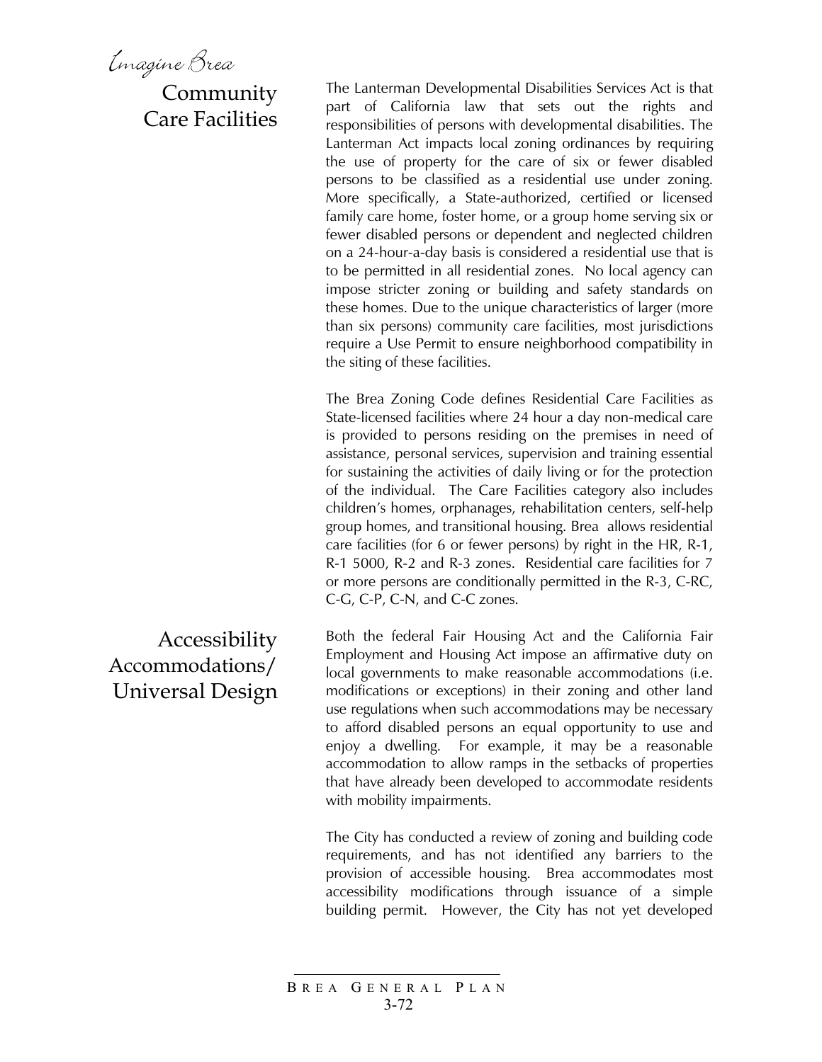## Community Care Facilities

The Lanterman Developmental Disabilities Services Act is that part of California law that sets out the rights and responsibilities of persons with developmental disabilities. The Lanterman Act impacts local zoning ordinances by requiring the use of property for the care of six or fewer disabled persons to be classified as a residential use under zoning. More specifically, a State-authorized, certified or licensed family care home, foster home, or a group home serving six or fewer disabled persons or dependent and neglected children on a 24-hour-a-day basis is considered a residential use that is to be permitted in all residential zones. No local agency can impose stricter zoning or building and safety standards on these homes. Due to the unique characteristics of larger (more than six persons) community care facilities, most jurisdictions require a Use Permit to ensure neighborhood compatibility in the siting of these facilities.

The Brea Zoning Code defines Residential Care Facilities as State-licensed facilities where 24 hour a day non-medical care is provided to persons residing on the premises in need of assistance, personal services, supervision and training essential for sustaining the activities of daily living or for the protection of the individual. The Care Facilities category also includes children's homes, orphanages, rehabilitation centers, self-help group homes, and transitional housing. Brea allows residential care facilities (for 6 or fewer persons) by right in the HR, R-1, R-1 5000, R-2 and R-3 zones. Residential care facilities for 7 or more persons are conditionally permitted in the R-3, C-RC, C-G, C-P, C-N, and C-C zones.

## Accessibility Accommodations/ Universal Design

Both the federal Fair Housing Act and the California Fair Employment and Housing Act impose an affirmative duty on local governments to make reasonable accommodations (i.e. modifications or exceptions) in their zoning and other land use regulations when such accommodations may be necessary to afford disabled persons an equal opportunity to use and enjoy a dwelling. For example, it may be a reasonable accommodation to allow ramps in the setbacks of properties that have already been developed to accommodate residents with mobility impairments.

The City has conducted a review of zoning and building code requirements, and has not identified any barriers to the provision of accessible housing. Brea accommodates most accessibility modifications through issuance of a simple building permit. However, the City has not yet developed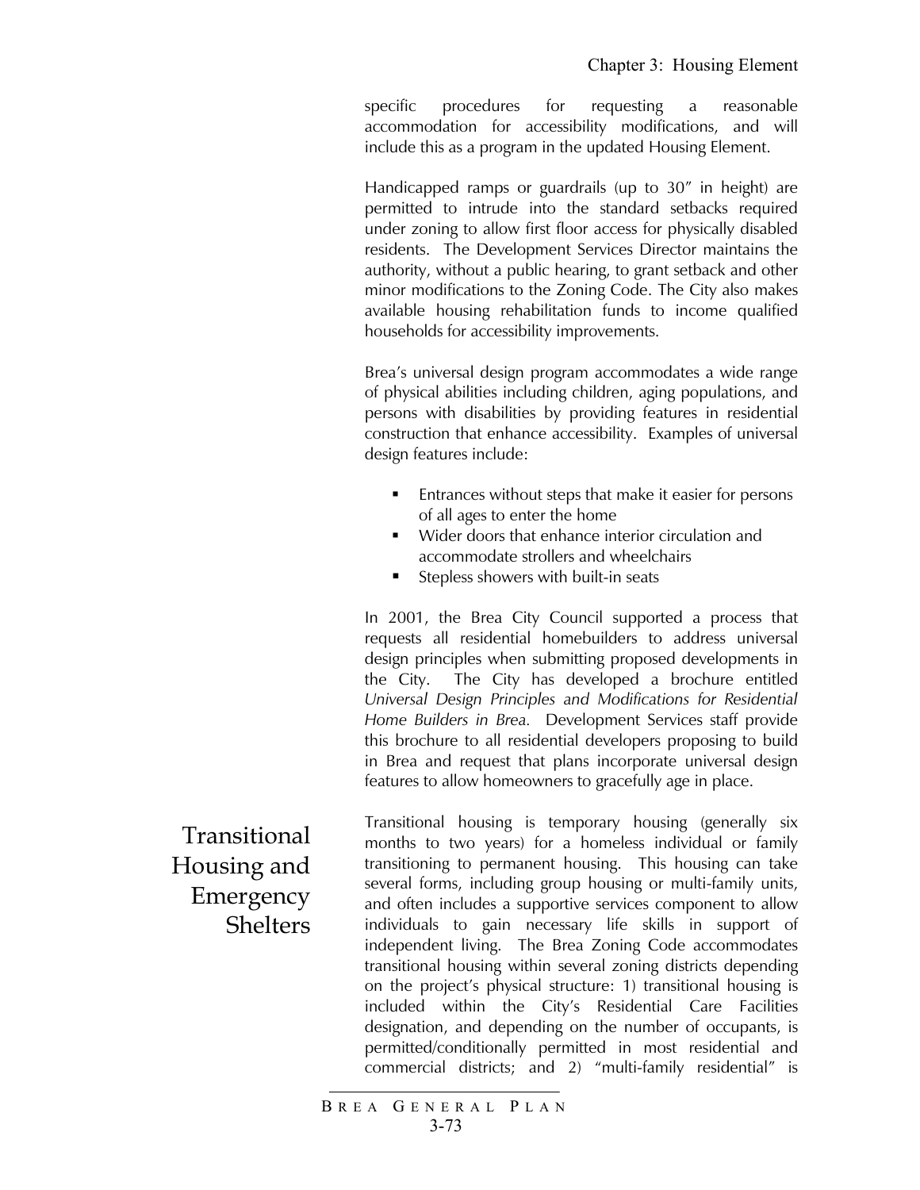specific procedures for requesting a reasonable accommodation for accessibility modifications, and will include this as a program in the updated Housing Element.

Handicapped ramps or guardrails (up to 30" in height) are permitted to intrude into the standard setbacks required under zoning to allow first floor access for physically disabled residents. The Development Services Director maintains the authority, without a public hearing, to grant setback and other minor modifications to the Zoning Code. The City also makes available housing rehabilitation funds to income qualified households for accessibility improvements.

Brea's universal design program accommodates a wide range of physical abilities including children, aging populations, and persons with disabilities by providing features in residential construction that enhance accessibility. Examples of universal design features include:

- Entrances without steps that make it easier for persons of all ages to enter the home
- Wider doors that enhance interior circulation and accommodate strollers and wheelchairs
- Stepless showers with built-in seats

In 2001, the Brea City Council supported a process that requests all residential homebuilders to address universal design principles when submitting proposed developments in the City. The City has developed a brochure entitled *Universal Design Principles and Modifications for Residential Home Builders in Brea.* Development Services staff provide this brochure to all residential developers proposing to build in Brea and request that plans incorporate universal design features to allow homeowners to gracefully age in place.

## Transitional Housing and Emergency Shelters

Transitional housing is temporary housing (generally six months to two years) for a homeless individual or family transitioning to permanent housing. This housing can take several forms, including group housing or multi-family units, and often includes a supportive services component to allow individuals to gain necessary life skills in support of independent living. The Brea Zoning Code accommodates transitional housing within several zoning districts depending on the project's physical structure: 1) transitional housing is included within the City's Residential Care Facilities designation, and depending on the number of occupants, is permitted/conditionally permitted in most residential and commercial districts; and 2) "multi-family residential" is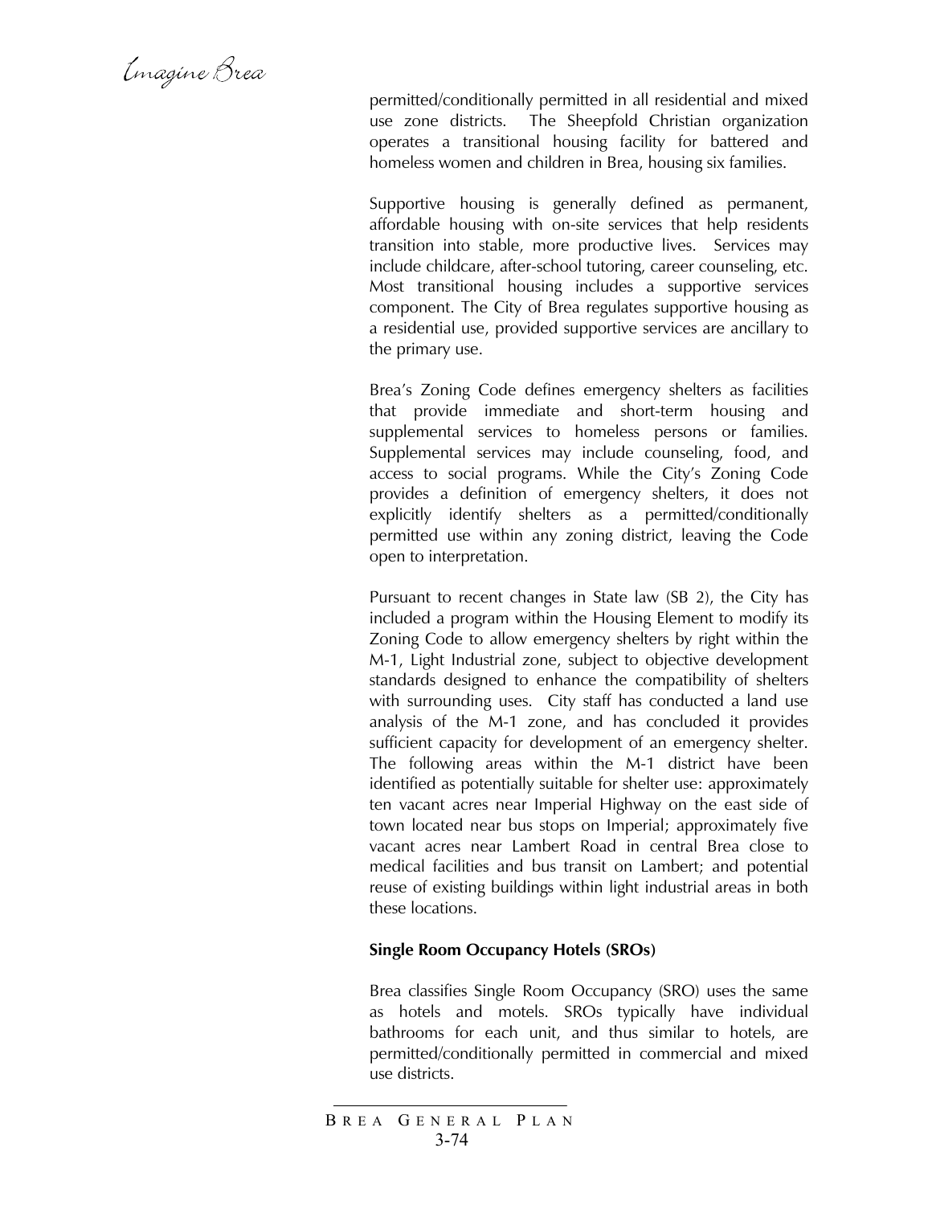permitted/conditionally permitted in all residential and mixed use zone districts. The Sheepfold Christian organization operates a transitional housing facility for battered and homeless women and children in Brea, housing six families.

Supportive housing is generally defined as permanent, affordable housing with on-site services that help residents transition into stable, more productive lives. Services may include childcare, after-school tutoring, career counseling, etc. Most transitional housing includes a supportive services component. The City of Brea regulates supportive housing as a residential use, provided supportive services are ancillary to the primary use.

Brea's Zoning Code defines emergency shelters as facilities that provide immediate and short-term housing and supplemental services to homeless persons or families. Supplemental services may include counseling, food, and access to social programs. While the City's Zoning Code provides a definition of emergency shelters, it does not explicitly identify shelters as a permitted/conditionally permitted use within any zoning district, leaving the Code open to interpretation.

Pursuant to recent changes in State law (SB 2), the City has included a program within the Housing Element to modify its Zoning Code to allow emergency shelters by right within the M-1, Light Industrial zone, subject to objective development standards designed to enhance the compatibility of shelters with surrounding uses. City staff has conducted a land use analysis of the M-1 zone, and has concluded it provides sufficient capacity for development of an emergency shelter. The following areas within the M-1 district have been identified as potentially suitable for shelter use: approximately ten vacant acres near Imperial Highway on the east side of town located near bus stops on Imperial; approximately five vacant acres near Lambert Road in central Brea close to medical facilities and bus transit on Lambert; and potential reuse of existing buildings within light industrial areas in both these locations.

**Single Room Occupancy Hotels (SROs)**

Brea classifies Single Room Occupancy (SRO) uses the same as hotels and motels. SROs typically have individual bathrooms for each unit, and thus similar to hotels, are permitted/conditionally permitted in commercial and mixed use districts.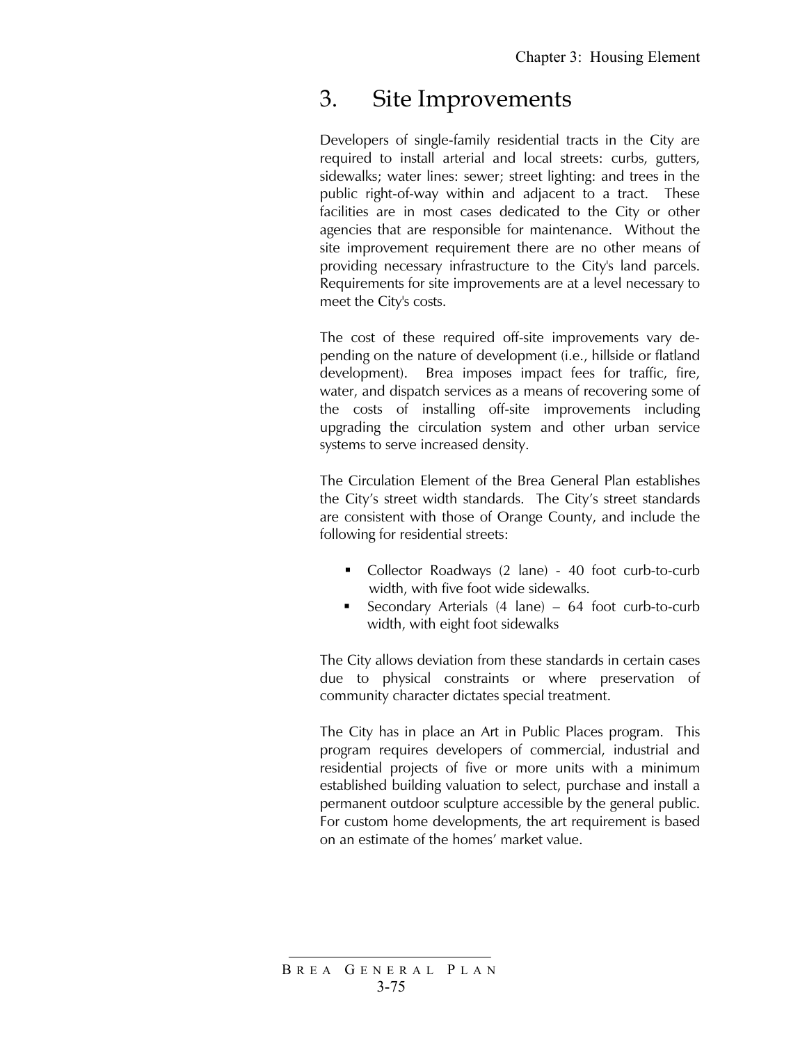## 3. Site Improvements

Developers of single-family residential tracts in the City are required to install arterial and local streets: curbs, gutters, sidewalks; water lines: sewer; street lighting: and trees in the public right-of-way within and adjacent to a tract. These facilities are in most cases dedicated to the City or other agencies that are responsible for maintenance. Without the site improvement requirement there are no other means of providing necessary infrastructure to the City's land parcels. Requirements for site improvements are at a level necessary to meet the City's costs.

The cost of these required off-site improvements vary depending on the nature of development (i.e., hillside or flatland development). Brea imposes impact fees for traffic, fire, water, and dispatch services as a means of recovering some of the costs of installing off-site improvements including upgrading the circulation system and other urban service systems to serve increased density.

The Circulation Element of the Brea General Plan establishes the City's street width standards. The City's street standards are consistent with those of Orange County, and include the following for residential streets:

- Collector Roadways (2 lane) - 40 foot curb-to-curb width, with five foot wide sidewalks.
- Secondary Arterials (4 lane) – 64 foot curb-to-curb width, with eight foot sidewalks

The City allows deviation from these standards in certain cases due to physical constraints or where preservation of community character dictates special treatment.

The City has in place an Art in Public Places program. This program requires developers of commercial, industrial and residential projects of five or more units with a minimum established building valuation to select, purchase and install a permanent outdoor sculpture accessible by the general public. For custom home developments, the art requirement is based on an estimate of the homes' market value.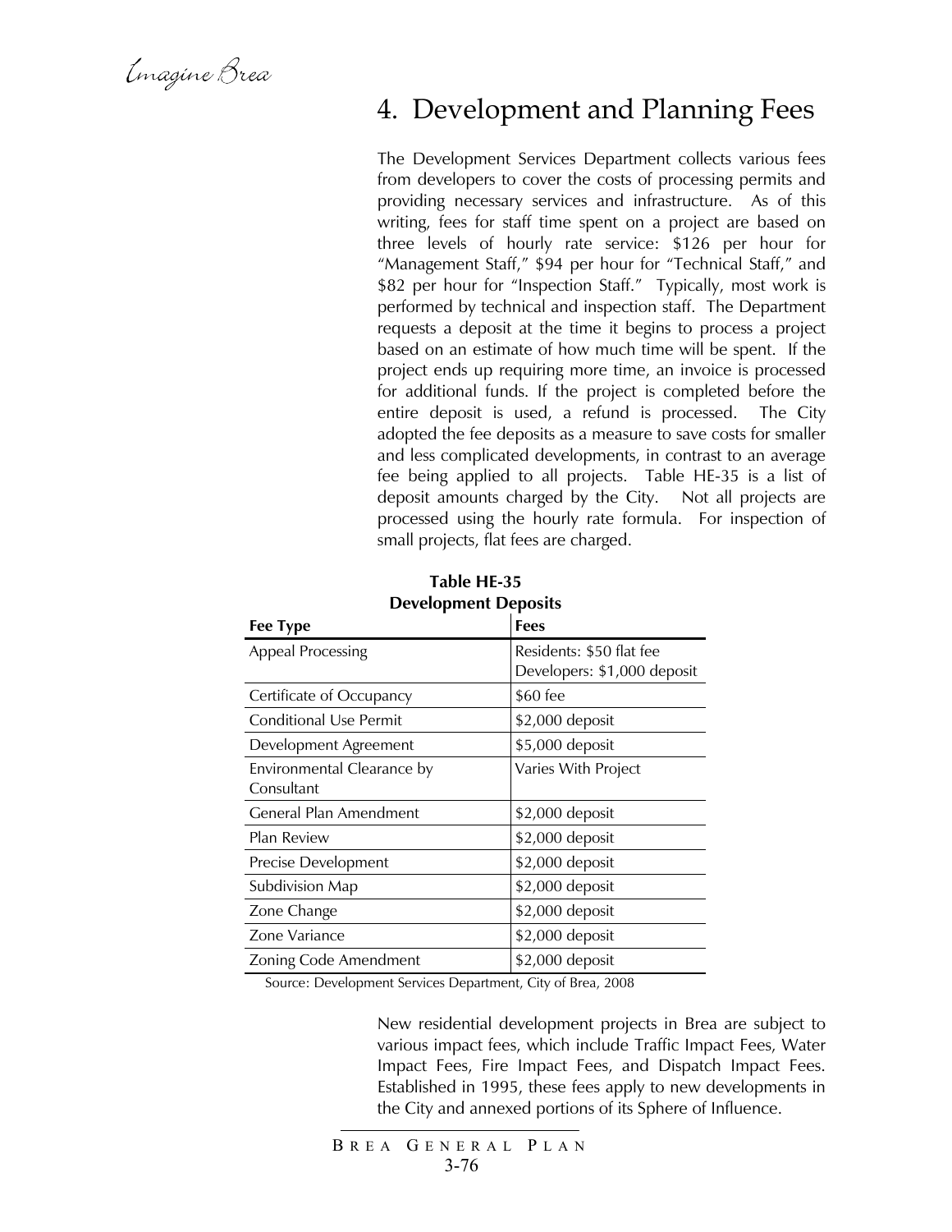# 4. Development and Planning Fees

The Development Services Department collects various fees from developers to cover the costs of processing permits and providing necessary services and infrastructure. As of this writing, fees for staff time spent on a project are based on three levels of hourly rate service: $126 per hour for "Management Staff," $94 per hour for "Technical Staff," and $82 per hour for "Inspection Staff." Typically, most work is performed by technical and inspection staff. The Department requests a deposit at the time it begins to process a project based on an estimate of how much time will be spent. If the project ends up requiring more time, an invoice is processed for additional funds. If the project is completed before the entire deposit is used, a refund is processed. The City adopted the fee deposits as a measure to save costs for smaller and less complicated developments, in contrast to an average fee being applied to all projects. Table HE-35 is a list of deposit amounts charged by the City. Not all projects are processed using the hourly rate formula. For inspection of small projects, flat fees are charged.

**Table HE-35**
**Development Deposits**

| Fee Type | Fees |
|---|---|
| Appeal Processing | Residents: $50 flat fee<br>Developers: $1,000 deposit |
| Certificate of Occupancy | $60 fee |
| Conditional Use Permit | $2,000 deposit |
| Development Agreement | $5,000 deposit |
| Environmental Clearance by Consultant | Varies With Project |
| General Plan Amendment | $2,000 deposit |
| Plan Review | $2,000 deposit |
| Precise Development | $2,000 deposit |
| Subdivision Map | $2,000 deposit |
| Zone Change | $2,000 deposit |
| Zone Variance | $2,000 deposit |
| Zoning Code Amendment | $2,000 deposit |

Source: Development Services Department, City of Brea, 2008

New residential development projects in Brea are subject to various impact fees, which include Traffic Impact Fees, Water Impact Fees, Fire Impact Fees, and Dispatch Impact Fees. Established in 1995, these fees apply to new developments in the City and annexed portions of its Sphere of Influence.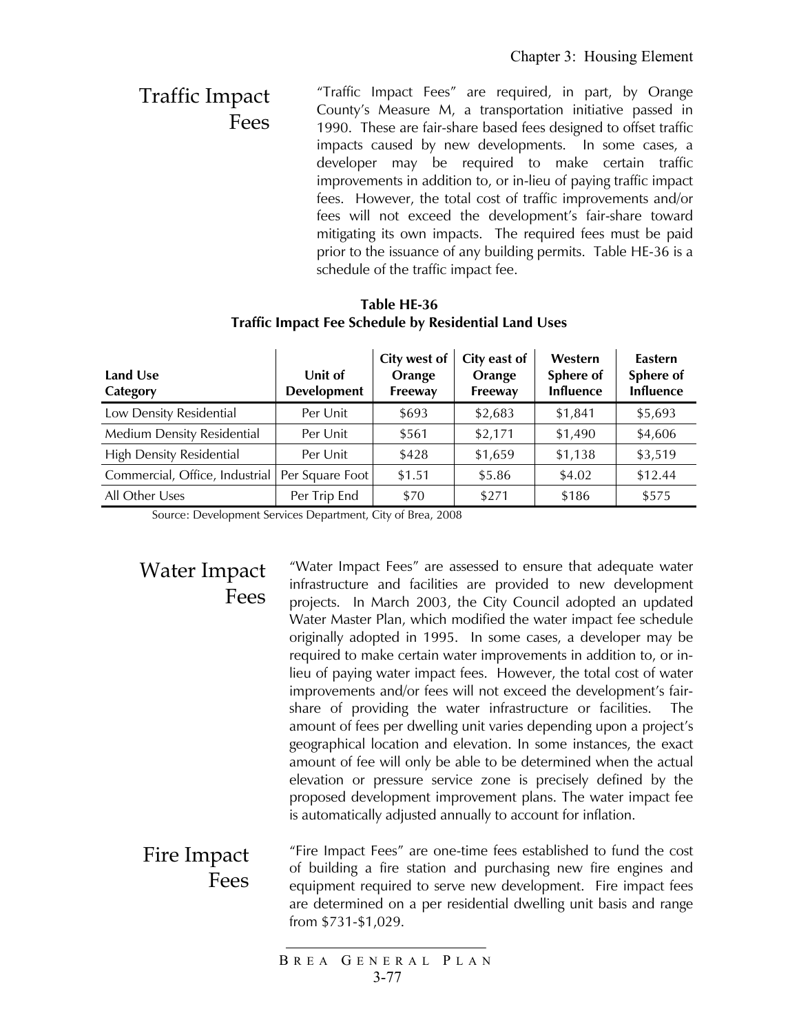## Traffic Impact Fees

"Traffic Impact Fees" are required, in part, by Orange County's Measure M, a transportation initiative passed in 1990. These are fair-share based fees designed to offset traffic impacts caused by new developments. In some cases, a developer may be required to make certain traffic improvements in addition to, or in-lieu of paying traffic impact fees. However, the total cost of traffic improvements and/or fees will not exceed the development's fair-share toward mitigating its own impacts. The required fees must be paid prior to the issuance of any building permits. Table HE-36 is a schedule of the traffic impact fee.

**Table HE-36**
**Traffic Impact Fee Schedule by Residential Land Uses**

| Land Use Category | Unit of Development | City west of Orange Freeway | City east of Orange Freeway | Western Sphere of Influence | Eastern Sphere of Influence |
|---|---|---|---|---|---|
| Low Density Residential | Per Unit | $693 | $2,683 | $1,841 | $5,693 |
| Medium Density Residential | Per Unit | $561 | $2,171 | $1,490 | $4,606 |
| High Density Residential | Per Unit | $428 | $1,659 | $1,138 | $3,519 |
| Commercial, Office, Industrial | Per Square Foot | $1.51 | $5.86 | $4.02 | $12.44 |
| All Other Uses | Per Trip End | $70 | $271 | $186 | $575 |

Source: Development Services Department, City of Brea, 2008

## Water Impact Fees

"Water Impact Fees" are assessed to ensure that adequate water infrastructure and facilities are provided to new development projects. In March 2003, the City Council adopted an updated Water Master Plan, which modified the water impact fee schedule originally adopted in 1995. In some cases, a developer may be required to make certain water improvements in addition to, or in-lieu of paying water impact fees. However, the total cost of water improvements and/or fees will not exceed the development's fair-share of providing the water infrastructure or facilities. The amount of fees per dwelling unit varies depending upon a project's geographical location and elevation. In some instances, the exact amount of fee will only be able to be determined when the actual elevation or pressure service zone is precisely defined by the proposed development improvement plans. The water impact fee is automatically adjusted annually to account for inflation.

## Fire Impact Fees

"Fire Impact Fees" are one-time fees established to fund the cost of building a fire station and purchasing new fire engines and equipment required to serve new development. Fire impact fees are determined on a per residential dwelling unit basis and range from $731-$1,029.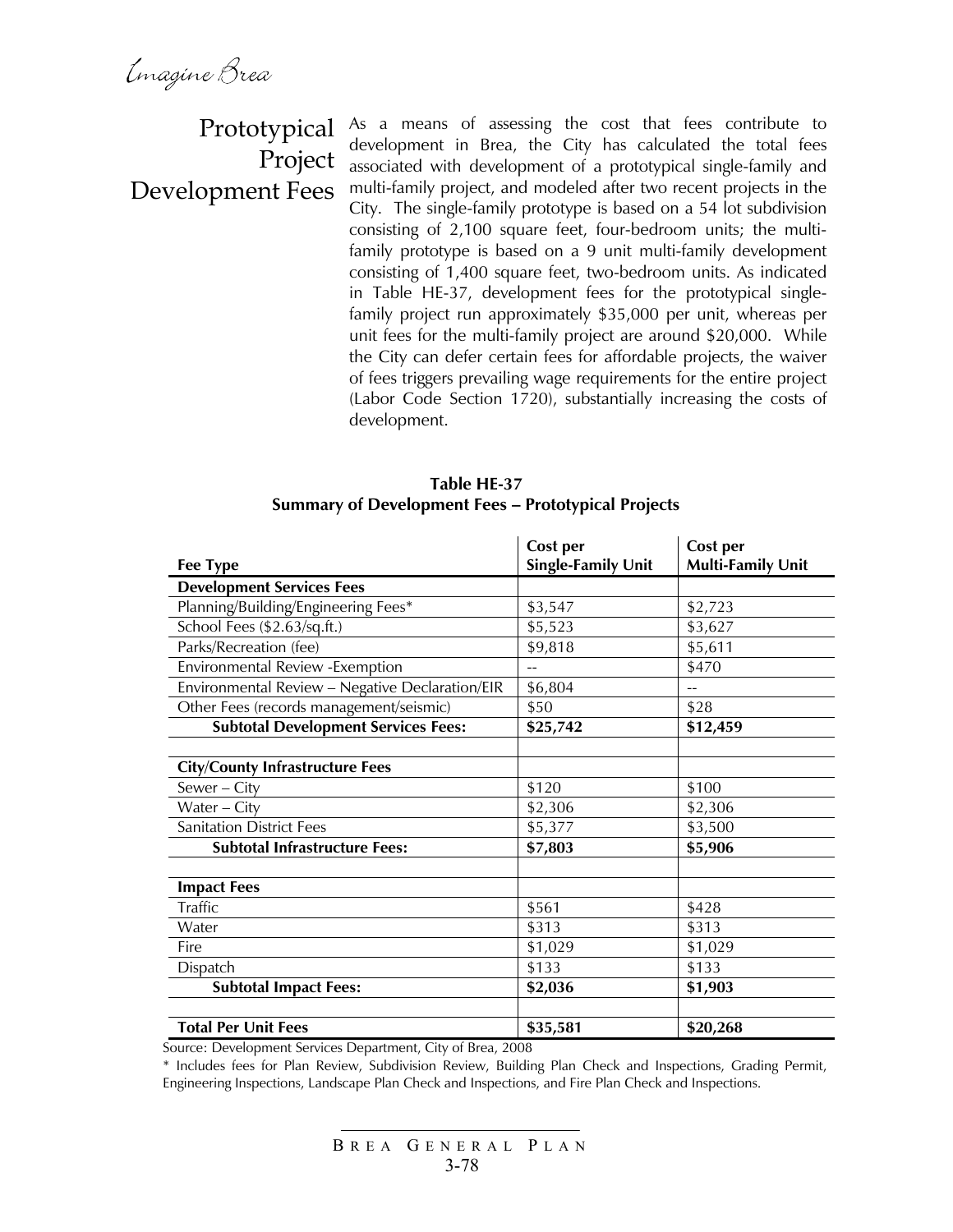## Prototypical Project Development Fees

As a means of assessing the cost that fees contribute to development in Brea, the City has calculated the total fees associated with development of a prototypical single-family and multi-family project, and modeled after two recent projects in the City. The single-family prototype is based on a 54 lot subdivision consisting of 2,100 square feet, four-bedroom units; the multi-family prototype is based on a 9 unit multi-family development consisting of 1,400 square feet, two-bedroom units. As indicated in Table HE-37, development fees for the prototypical single-family project run approximately $35,000 per unit, whereas per unit fees for the multi-family project are around $20,000. While the City can defer certain fees for affordable projects, the waiver of fees triggers prevailing wage requirements for the entire project (Labor Code Section 1720), substantially increasing the costs of development.

**Table HE-37**
**Summary of Development Fees – Prototypical Projects**

| Fee Type | Cost per Single-Family Unit | Cost per Multi-Family Unit |
|---|---|---|
| **Development Services Fees** | | |
| Planning/Building/Engineering Fees* | $3,547 | $2,723 |
| School Fees ($2.63/sq.ft.) | $5,523 | $3,627 |
| Parks/Recreation (fee) | $9,818 | $5,611 |
| Environmental Review -Exemption | -- | $470 |
| Environmental Review – Negative Declaration/EIR | $6,804 | -- |
| Other Fees (records management/seismic) | $50 | $28 |
| **Subtotal Development Services Fees:** | **$25,742** | **$12,459** |
| | | |
| **City/County Infrastructure Fees** | | |
| Sewer – City | $120 | $100 |
| Water – City | $2,306 | $2,306 |
| Sanitation District Fees | $5,377 | $3,500 |
| **Subtotal Infrastructure Fees:** | **$7,803** | **$5,906** |
| | | |
| **Impact Fees** | | |
| Traffic | $561 | $428 |
| Water | $313 | $313 |
| Fire | $1,029 | $1,029 |
| Dispatch | $133 | $133 |
| **Subtotal Impact Fees:** | **$2,036** | **$1,903** |
| | | |
| **Total Per Unit Fees** | **$35,581** | **$20,268** |

Source: Development Services Department, City of Brea, 2008

* Includes fees for Plan Review, Subdivision Review, Building Plan Check and Inspections, Grading Permit, Engineering Inspections, Landscape Plan Check and Inspections, and Fire Plan Check and Inspections.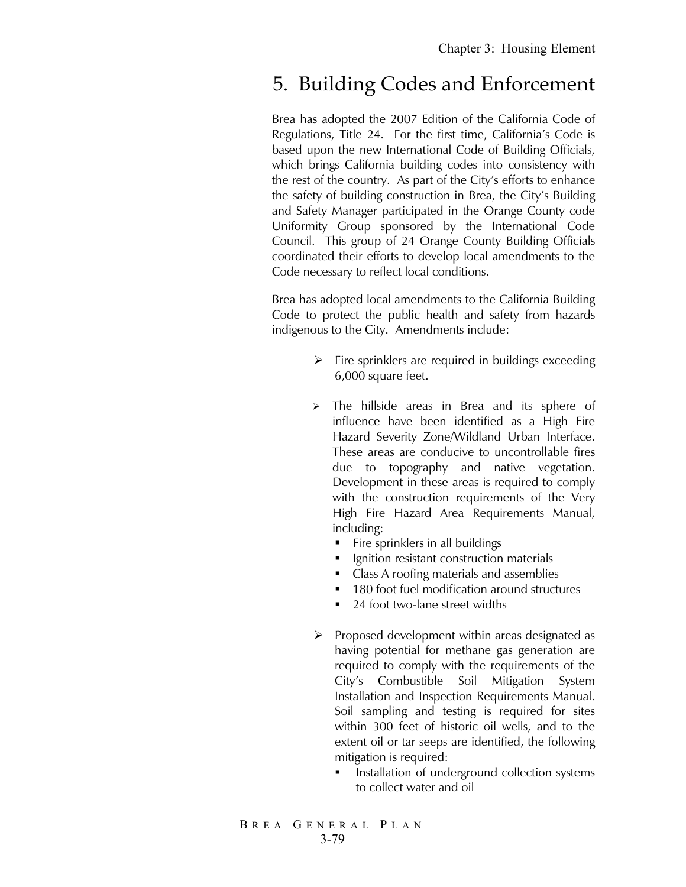# 5. Building Codes and Enforcement

Brea has adopted the 2007 Edition of the California Code of Regulations, Title 24. For the first time, California's Code is based upon the new International Code of Building Officials, which brings California building codes into consistency with the rest of the country. As part of the City's efforts to enhance the safety of building construction in Brea, the City's Building and Safety Manager participated in the Orange County code Uniformity Group sponsored by the International Code Council. This group of 24 Orange County Building Officials coordinated their efforts to develop local amendments to the Code necessary to reflect local conditions.

Brea has adopted local amendments to the California Building Code to protect the public health and safety from hazards indigenous to the City. Amendments include:

- Fire sprinklers are required in buildings exceeding 6,000 square feet.
- The hillside areas in Brea and its sphere of influence have been identified as a High Fire Hazard Severity Zone/Wildland Urban Interface. These areas are conducive to uncontrollable fires due to topography and native vegetation. Development in these areas is required to comply with the construction requirements of the Very High Fire Hazard Area Requirements Manual, including:
  - Fire sprinklers in all buildings
  - Ignition resistant construction materials
  - Class A roofing materials and assemblies
  - 180 foot fuel modification around structures
  - 24 foot two-lane street widths
- Proposed development within areas designated as having potential for methane gas generation are required to comply with the requirements of the City's Combustible Soil Mitigation System Installation and Inspection Requirements Manual. Soil sampling and testing is required for sites within 300 feet of historic oil wells, and to the extent oil or tar seeps are identified, the following mitigation is required:
  - Installation of underground collection systems to collect water and oil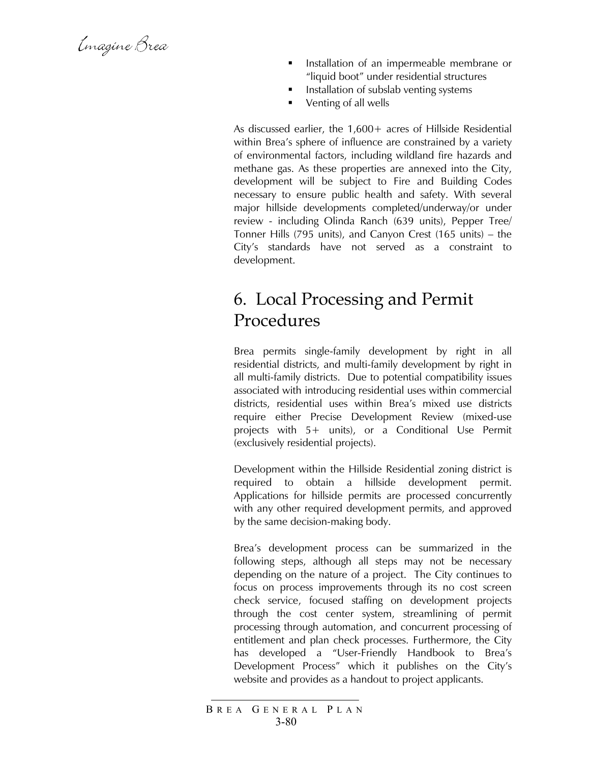- Installation of an impermeable membrane or "liquid boot" under residential structures
- Installation of subslab venting systems
- Venting of all wells

As discussed earlier, the 1,600+ acres of Hillside Residential within Brea's sphere of influence are constrained by a variety of environmental factors, including wildland fire hazards and methane gas. As these properties are annexed into the City, development will be subject to Fire and Building Codes necessary to ensure public health and safety. With several major hillside developments completed/underway/or under review - including Olinda Ranch (639 units), Pepper Tree/ Tonner Hills (795 units), and Canyon Crest (165 units) – the City's standards have not served as a constraint to development.

## 6. Local Processing and Permit Procedures

Brea permits single-family development by right in all residential districts, and multi-family development by right in all multi-family districts. Due to potential compatibility issues associated with introducing residential uses within commercial districts, residential uses within Brea's mixed use districts require either Precise Development Review (mixed-use projects with 5+ units), or a Conditional Use Permit (exclusively residential projects).

Development within the Hillside Residential zoning district is required to obtain a hillside development permit. Applications for hillside permits are processed concurrently with any other required development permits, and approved by the same decision-making body.

Brea's development process can be summarized in the following steps, although all steps may not be necessary depending on the nature of a project. The City continues to focus on process improvements through its no cost screen check service, focused staffing on development projects through the cost center system, streamlining of permit processing through automation, and concurrent processing of entitlement and plan check processes. Furthermore, the City has developed a "User-Friendly Handbook to Brea's Development Process" which it publishes on the City's website and provides as a handout to project applicants.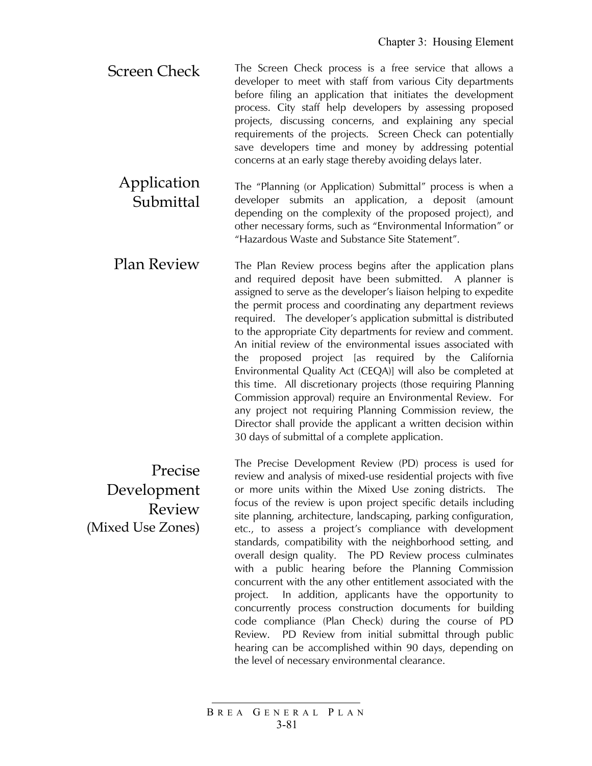### Screen Check

The Screen Check process is a free service that allows a developer to meet with staff from various City departments before filing an application that initiates the development process. City staff help developers by assessing proposed projects, discussing concerns, and explaining any special requirements of the projects. Screen Check can potentially save developers time and money by addressing potential concerns at an early stage thereby avoiding delays later.

### Application Submittal

The "Planning (or Application) Submittal" process is when a developer submits an application, a deposit (amount depending on the complexity of the proposed project), and other necessary forms, such as "Environmental Information" or "Hazardous Waste and Substance Site Statement".

### Plan Review

The Plan Review process begins after the application plans and required deposit have been submitted. A planner is assigned to serve as the developer's liaison helping to expedite the permit process and coordinating any department reviews required. The developer's application submittal is distributed to the appropriate City departments for review and comment. An initial review of the environmental issues associated with the proposed project [as required by the California Environmental Quality Act (CEQA)] will also be completed at this time. All discretionary projects (those requiring Planning Commission approval) require an Environmental Review. For any project not requiring Planning Commission review, the Director shall provide the applicant a written decision within 30 days of submittal of a complete application.

### Precise Development Review (Mixed Use Zones)

The Precise Development Review (PD) process is used for review and analysis of mixed-use residential projects with five or more units within the Mixed Use zoning districts. The focus of the review is upon project specific details including site planning, architecture, landscaping, parking configuration, etc., to assess a project's compliance with development standards, compatibility with the neighborhood setting, and overall design quality. The PD Review process culminates with a public hearing before the Planning Commission concurrent with the any other entitlement associated with the project. In addition, applicants have the opportunity to concurrently process construction documents for building code compliance (Plan Check) during the course of PD Review. PD Review from initial submittal through public hearing can be accomplished within 90 days, depending on the level of necessary environmental clearance.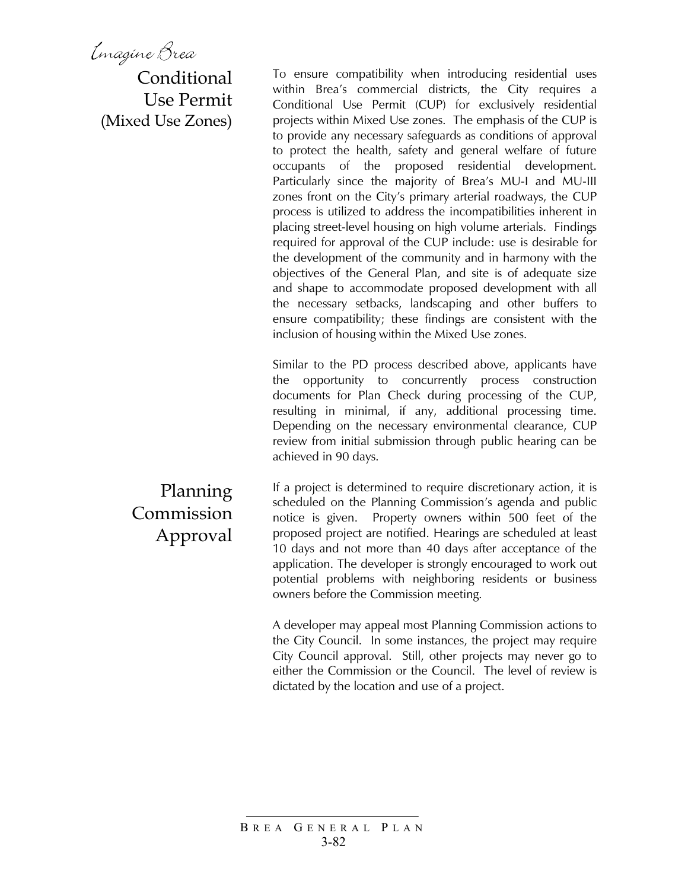### Conditional Use Permit (Mixed Use Zones)

To ensure compatibility when introducing residential uses within Brea's commercial districts, the City requires a Conditional Use Permit (CUP) for exclusively residential projects within Mixed Use zones. The emphasis of the CUP is to provide any necessary safeguards as conditions of approval to protect the health, safety and general welfare of future occupants of the proposed residential development. Particularly since the majority of Brea's MU-I and MU-III zones front on the City's primary arterial roadways, the CUP process is utilized to address the incompatibilities inherent in placing street-level housing on high volume arterials. Findings required for approval of the CUP include: use is desirable for the development of the community and in harmony with the objectives of the General Plan, and site is of adequate size and shape to accommodate proposed development with all the necessary setbacks, landscaping and other buffers to ensure compatibility; these findings are consistent with the inclusion of housing within the Mixed Use zones.

Similar to the PD process described above, applicants have the opportunity to concurrently process construction documents for Plan Check during processing of the CUP, resulting in minimal, if any, additional processing time. Depending on the necessary environmental clearance, CUP review from initial submission through public hearing can be achieved in 90 days.

### Planning Commission Approval

If a project is determined to require discretionary action, it is scheduled on the Planning Commission's agenda and public notice is given. Property owners within 500 feet of the proposed project are notified. Hearings are scheduled at least 10 days and not more than 40 days after acceptance of the application. The developer is strongly encouraged to work out potential problems with neighboring residents or business owners before the Commission meeting.

A developer may appeal most Planning Commission actions to the City Council. In some instances, the project may require City Council approval. Still, other projects may never go to either the Commission or the Council. The level of review is dictated by the location and use of a project.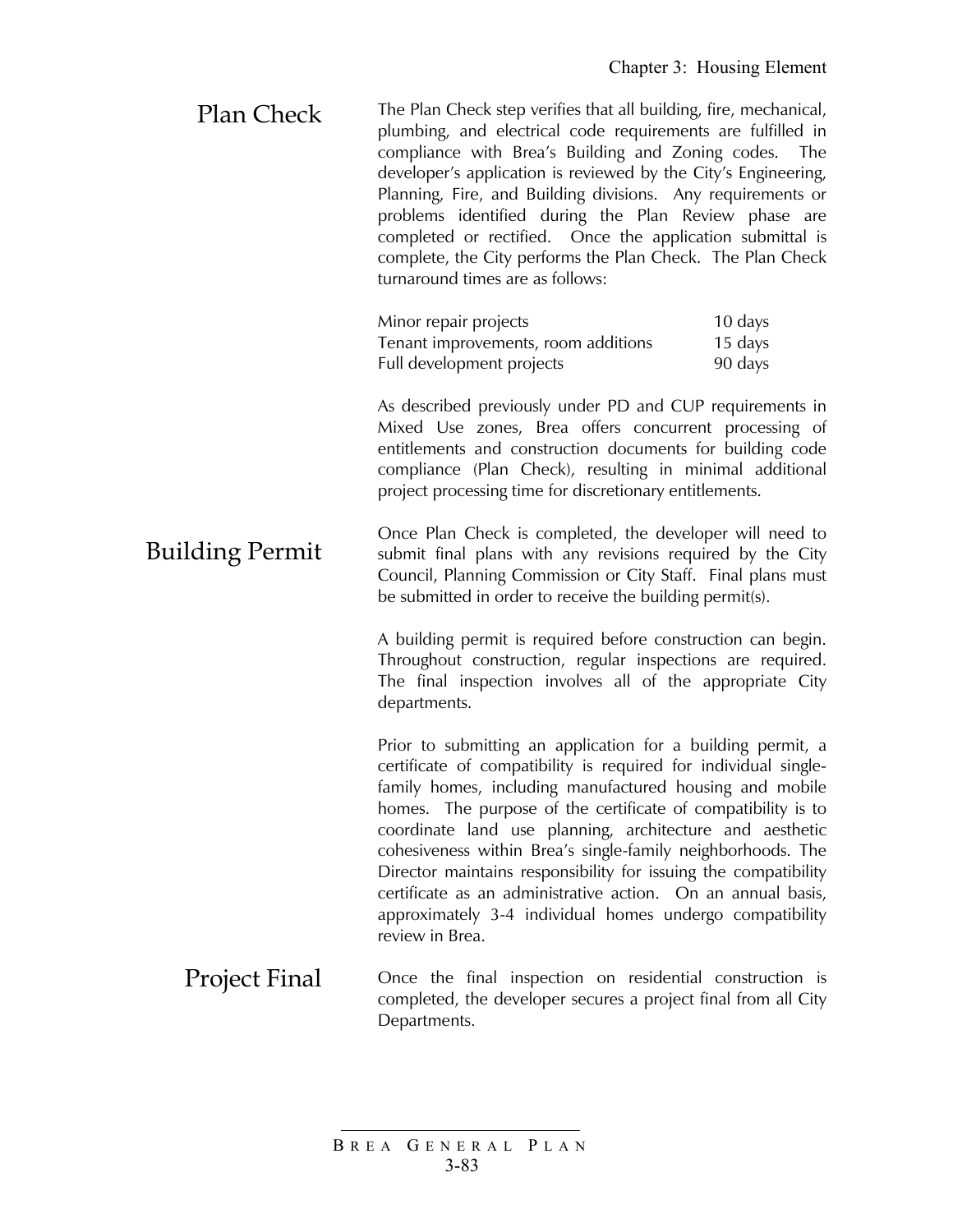## Plan Check

The Plan Check step verifies that all building, fire, mechanical, plumbing, and electrical code requirements are fulfilled in compliance with Brea's Building and Zoning codes. The developer's application is reviewed by the City's Engineering, Planning, Fire, and Building divisions. Any requirements or problems identified during the Plan Review phase are completed or rectified. Once the application submittal is complete, the City performs the Plan Check. The Plan Check turnaround times are as follows:

| | |
|---|---|
| Minor repair projects | 10 days |
| Tenant improvements, room additions | 15 days |
| Full development projects | 90 days |

As described previously under PD and CUP requirements in Mixed Use zones, Brea offers concurrent processing of entitlements and construction documents for building code compliance (Plan Check), resulting in minimal additional project processing time for discretionary entitlements.

## Building Permit

Once Plan Check is completed, the developer will need to submit final plans with any revisions required by the City Council, Planning Commission or City Staff. Final plans must be submitted in order to receive the building permit(s).

A building permit is required before construction can begin. Throughout construction, regular inspections are required. The final inspection involves all of the appropriate City departments.

Prior to submitting an application for a building permit, a certificate of compatibility is required for individual single-family homes, including manufactured housing and mobile homes. The purpose of the certificate of compatibility is to coordinate land use planning, architecture and aesthetic cohesiveness within Brea's single-family neighborhoods. The Director maintains responsibility for issuing the compatibility certificate as an administrative action. On an annual basis, approximately 3-4 individual homes undergo compatibility review in Brea.

## Project Final

Once the final inspection on residential construction is completed, the developer secures a project final from all City Departments.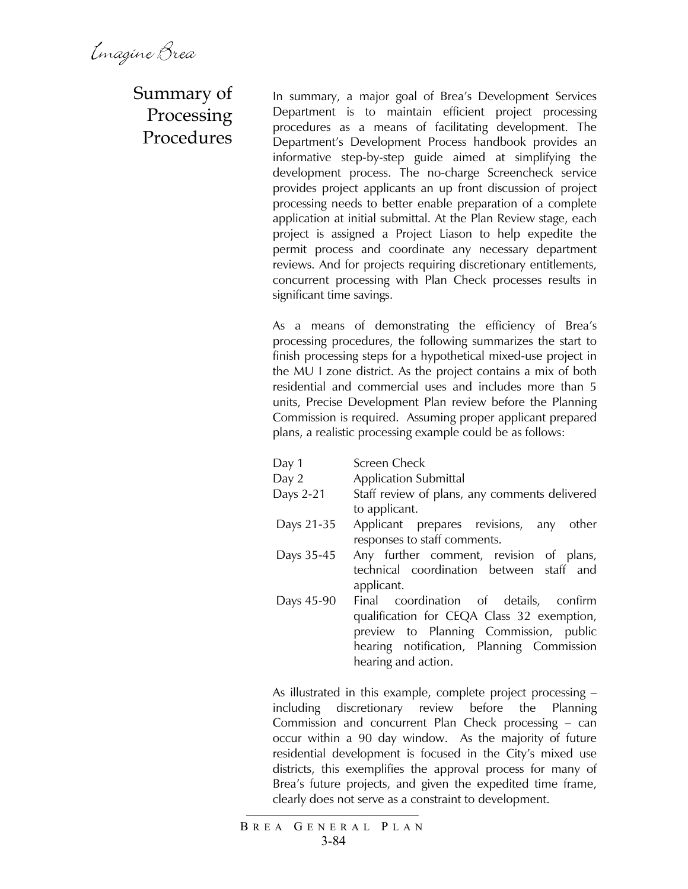## Summary of Processing Procedures

In summary, a major goal of Brea's Development Services Department is to maintain efficient project processing procedures as a means of facilitating development. The Department's Development Process handbook provides an informative step-by-step guide aimed at simplifying the development process. The no-charge Screencheck service provides project applicants an up front discussion of project processing needs to better enable preparation of a complete application at initial submittal. At the Plan Review stage, each project is assigned a Project Liason to help expedite the permit process and coordinate any necessary department reviews. And for projects requiring discretionary entitlements, concurrent processing with Plan Check processes results in significant time savings.

As a means of demonstrating the efficiency of Brea's processing procedures, the following summarizes the start to finish processing steps for a hypothetical mixed-use project in the MU I zone district. As the project contains a mix of both residential and commercial uses and includes more than 5 units, Precise Development Plan review before the Planning Commission is required. Assuming proper applicant prepared plans, a realistic processing example could be as follows:

| | |
|---|---|
| Day 1 | Screen Check |
| Day 2 | Application Submittal |
| Days 2-21 | Staff review of plans, any comments delivered to applicant. |
| Days 21-35 | Applicant prepares revisions, any other responses to staff comments. |
| Days 35-45 | Any further comment, revision of plans, technical coordination between staff and applicant. |
| Days 45-90 | Final coordination of details, confirm qualification for CEQA Class 32 exemption, preview to Planning Commission, public hearing notification, Planning Commission hearing and action. |

As illustrated in this example, complete project processing – including discretionary review before the Planning Commission and concurrent Plan Check processing – can occur within a 90 day window. As the majority of future residential development is focused in the City's mixed use districts, this exemplifies the approval process for many of Brea's future projects, and given the expedited time frame, clearly does not serve as a constraint to development.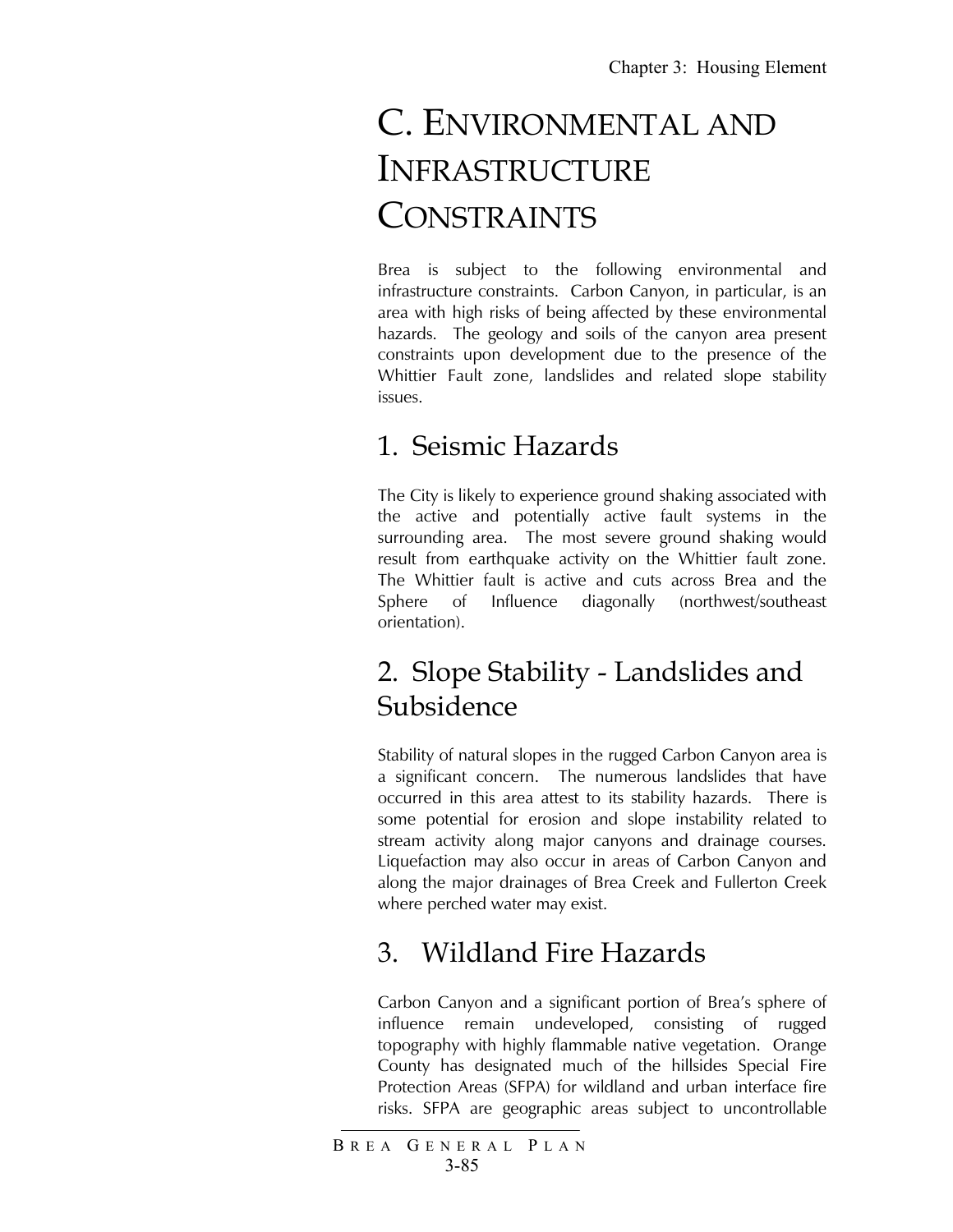# C. Environmental and Infrastructure Constraints

Brea is subject to the following environmental and infrastructure constraints. Carbon Canyon, in particular, is an area with high risks of being affected by these environmental hazards. The geology and soils of the canyon area present constraints upon development due to the presence of the Whittier Fault zone, landslides and related slope stability issues.

## 1. Seismic Hazards

The City is likely to experience ground shaking associated with the active and potentially active fault systems in the surrounding area. The most severe ground shaking would result from earthquake activity on the Whittier fault zone. The Whittier fault is active and cuts across Brea and the Sphere of Influence diagonally (northwest/southeast orientation).

## 2. Slope Stability - Landslides and Subsidence

Stability of natural slopes in the rugged Carbon Canyon area is a significant concern. The numerous landslides that have occurred in this area attest to its stability hazards. There is some potential for erosion and slope instability related to stream activity along major canyons and drainage courses. Liquefaction may also occur in areas of Carbon Canyon and along the major drainages of Brea Creek and Fullerton Creek where perched water may exist.

## 3. Wildland Fire Hazards

Carbon Canyon and a significant portion of Brea's sphere of influence remain undeveloped, consisting of rugged topography with highly flammable native vegetation. Orange County has designated much of the hillsides Special Fire Protection Areas (SFPA) for wildland and urban interface fire risks. SFPA are geographic areas subject to uncontrollable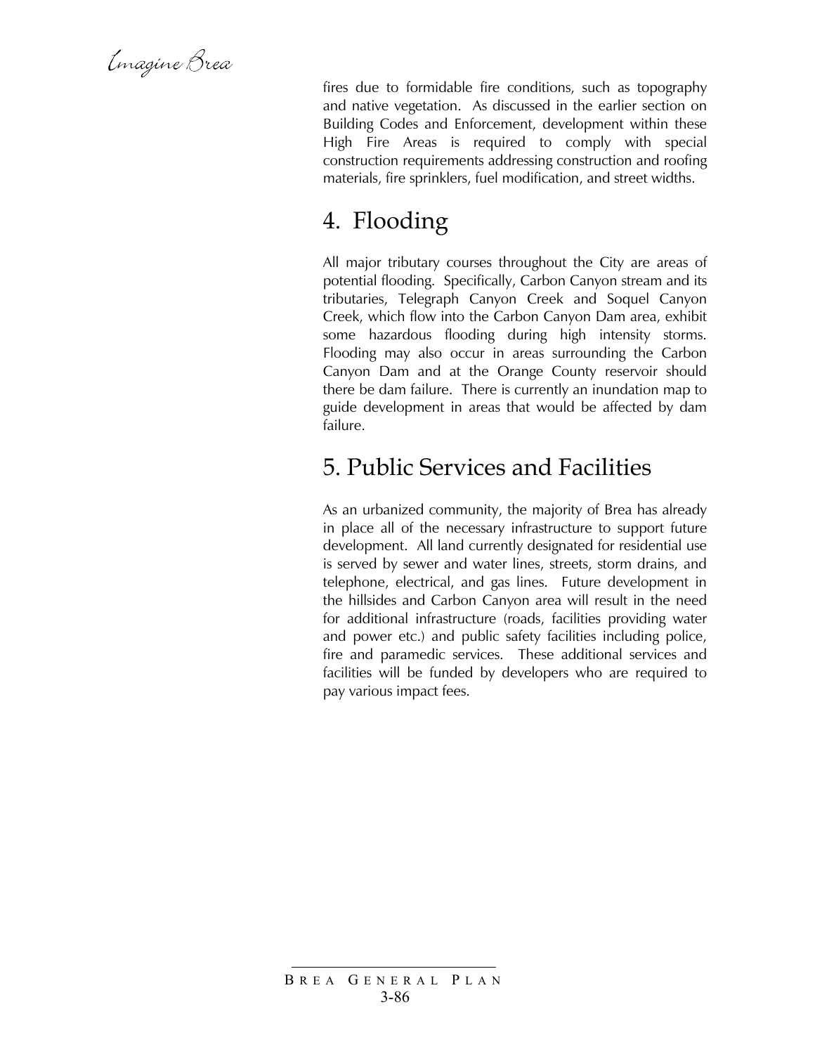fires due to formidable fire conditions, such as topography and native vegetation. As discussed in the earlier section on Building Codes and Enforcement, development within these High Fire Areas is required to comply with special construction requirements addressing construction and roofing materials, fire sprinklers, fuel modification, and street widths.

## 4. Flooding

All major tributary courses throughout the City are areas of potential flooding. Specifically, Carbon Canyon stream and its tributaries, Telegraph Canyon Creek and Soquel Canyon Creek, which flow into the Carbon Canyon Dam area, exhibit some hazardous flooding during high intensity storms. Flooding may also occur in areas surrounding the Carbon Canyon Dam and at the Orange County reservoir should there be dam failure. There is currently an inundation map to guide development in areas that would be affected by dam failure.

## 5. Public Services and Facilities

As an urbanized community, the majority of Brea has already in place all of the necessary infrastructure to support future development. All land currently designated for residential use is served by sewer and water lines, streets, storm drains, and telephone, electrical, and gas lines. Future development in the hillsides and Carbon Canyon area will result in the need for additional infrastructure (roads, facilities providing water and power etc.) and public safety facilities including police, fire and paramedic services. These additional services and facilities will be funded by developers who are required to pay various impact fees.